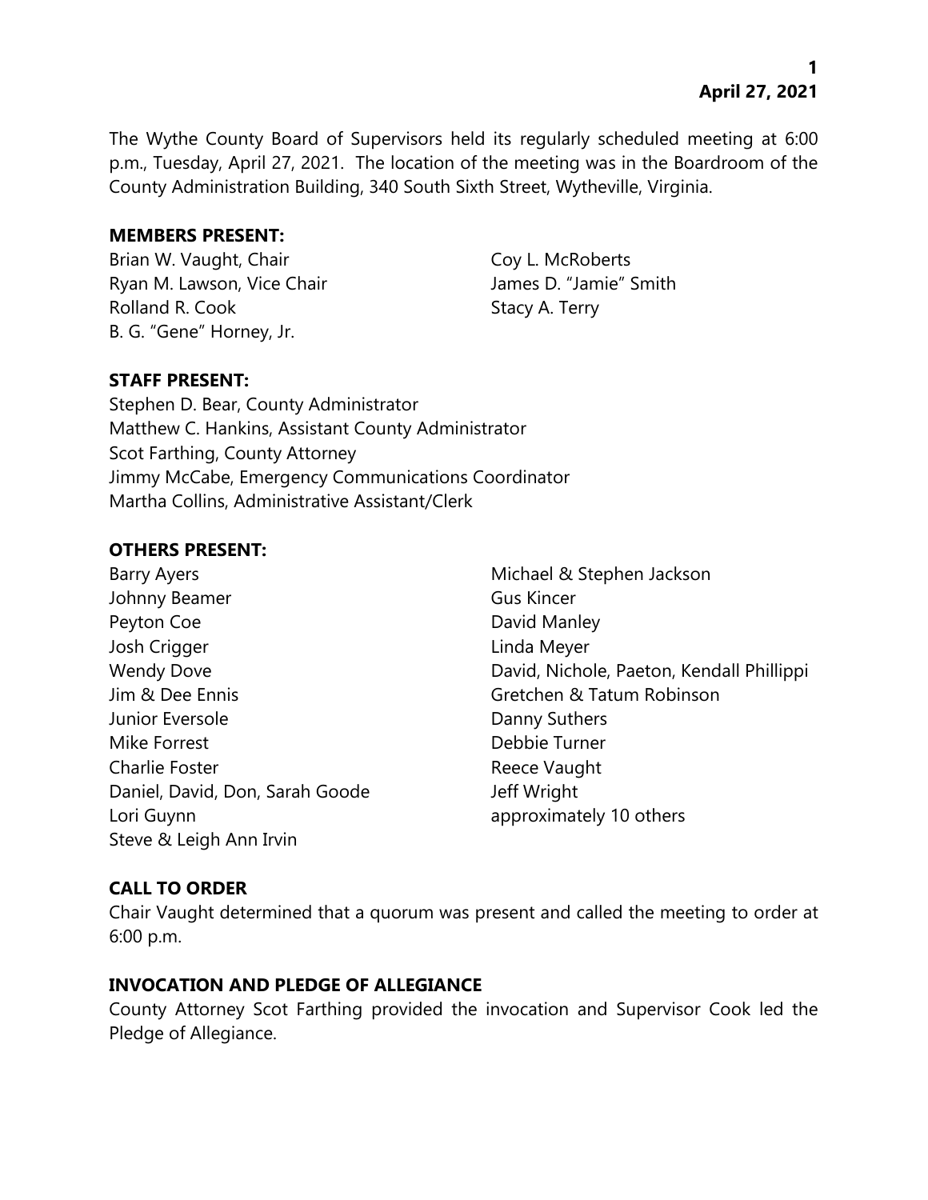The Wythe County Board of Supervisors held its regularly scheduled meeting at 6:00 p.m., Tuesday, April 27, 2021. The location of the meeting was in the Boardroom of the County Administration Building, 340 South Sixth Street, Wytheville, Virginia.

**MEMBERS PRESENT:**

Brian W. Vaught, Chair
Ryan M. Lawson, Vice Chair
Rolland R. Cook
B. G. "Gene" Horney, Jr.
Coy L. McRoberts
James D. "Jamie" Smith
Stacy A. Terry

**STAFF PRESENT:**

Stephen D. Bear, County Administrator
Matthew C. Hankins, Assistant County Administrator
Scot Farthing, County Attorney
Jimmy McCabe, Emergency Communications Coordinator
Martha Collins, Administrative Assistant/Clerk

**OTHERS PRESENT:**

Barry Ayers
Johnny Beamer
Peyton Coe
Josh Crigger
Wendy Dove
Jim & Dee Ennis
Junior Eversole
Mike Forrest
Charlie Foster
Daniel, David, Don, Sarah Goode
Lori Guynn
Steve & Leigh Ann Irvin
Michael & Stephen Jackson
Gus Kincer
David Manley
Linda Meyer
David, Nichole, Paeton, Kendall Phillippi
Gretchen & Tatum Robinson
Danny Suthers
Debbie Turner
Reece Vaught
Jeff Wright
approximately 10 others

**CALL TO ORDER**

Chair Vaught determined that a quorum was present and called the meeting to order at 6:00 p.m.

**INVOCATION AND PLEDGE OF ALLEGIANCE**

County Attorney Scot Farthing provided the invocation and Supervisor Cook led the Pledge of Allegiance.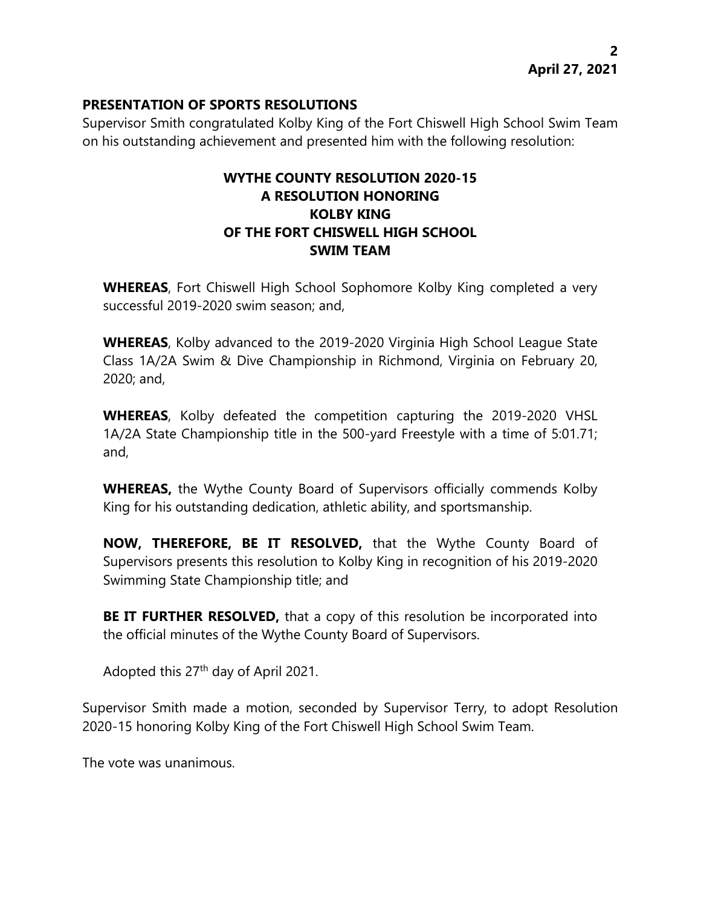## PRESENTATION OF SPORTS RESOLUTIONS

Supervisor Smith congratulated Kolby King of the Fort Chiswell High School Swim Team on his outstanding achievement and presented him with the following resolution:

### WYTHE COUNTY RESOLUTION 2020-15
### A RESOLUTION HONORING
### KOLBY KING
### OF THE FORT CHISWELL HIGH SCHOOL
### SWIM TEAM

**WHEREAS**, Fort Chiswell High School Sophomore Kolby King completed a very successful 2019-2020 swim season; and,

**WHEREAS**, Kolby advanced to the 2019-2020 Virginia High School League State Class 1A/2A Swim & Dive Championship in Richmond, Virginia on February 20, 2020; and,

**WHEREAS**, Kolby defeated the competition capturing the 2019-2020 VHSL 1A/2A State Championship title in the 500-yard Freestyle with a time of 5:01.71; and,

**WHEREAS,** the Wythe County Board of Supervisors officially commends Kolby King for his outstanding dedication, athletic ability, and sportsmanship.

**NOW, THEREFORE, BE IT RESOLVED,** that the Wythe County Board of Supervisors presents this resolution to Kolby King in recognition of his 2019-2020 Swimming State Championship title; and

**BE IT FURTHER RESOLVED,** that a copy of this resolution be incorporated into the official minutes of the Wythe County Board of Supervisors.

Adopted this 27th day of April 2021.

Supervisor Smith made a motion, seconded by Supervisor Terry, to adopt Resolution 2020-15 honoring Kolby King of the Fort Chiswell High School Swim Team.

The vote was unanimous.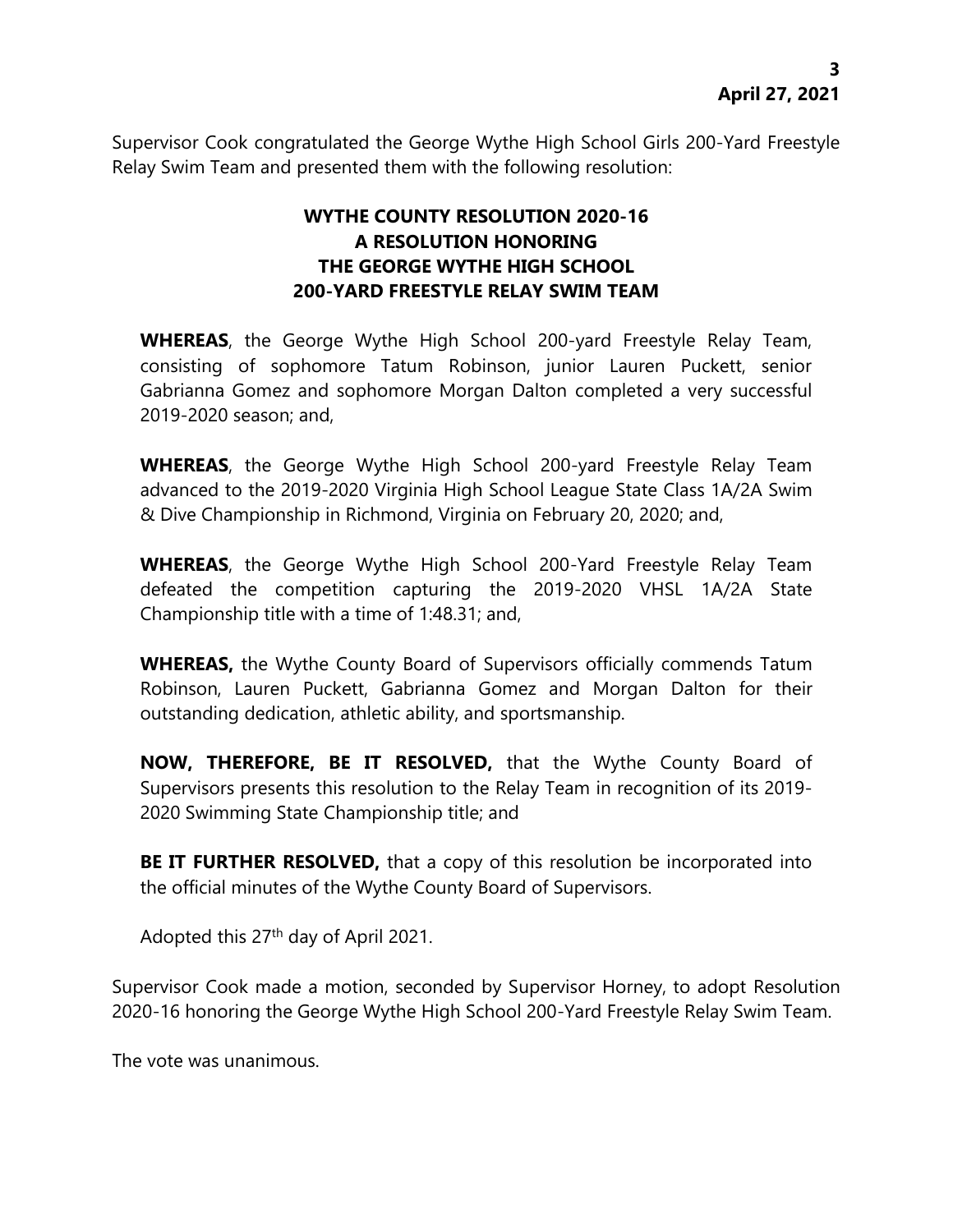Supervisor Cook congratulated the George Wythe High School Girls 200-Yard Freestyle Relay Swim Team and presented them with the following resolution:

**WYTHE COUNTY RESOLUTION 2020-16**
**A RESOLUTION HONORING**
**THE GEORGE WYTHE HIGH SCHOOL**
**200-YARD FREESTYLE RELAY SWIM TEAM**

**WHEREAS**, the George Wythe High School 200-yard Freestyle Relay Team, consisting of sophomore Tatum Robinson, junior Lauren Puckett, senior Gabrianna Gomez and sophomore Morgan Dalton completed a very successful 2019-2020 season; and,

**WHEREAS**, the George Wythe High School 200-yard Freestyle Relay Team advanced to the 2019-2020 Virginia High School League State Class 1A/2A Swim & Dive Championship in Richmond, Virginia on February 20, 2020; and,

**WHEREAS**, the George Wythe High School 200-Yard Freestyle Relay Team defeated the competition capturing the 2019-2020 VHSL 1A/2A State Championship title with a time of 1:48.31; and,

**WHEREAS,** the Wythe County Board of Supervisors officially commends Tatum Robinson, Lauren Puckett, Gabrianna Gomez and Morgan Dalton for their outstanding dedication, athletic ability, and sportsmanship.

**NOW, THEREFORE, BE IT RESOLVED,** that the Wythe County Board of Supervisors presents this resolution to the Relay Team in recognition of its 2019-2020 Swimming State Championship title; and

**BE IT FURTHER RESOLVED,** that a copy of this resolution be incorporated into the official minutes of the Wythe County Board of Supervisors.

Adopted this 27th day of April 2021.

Supervisor Cook made a motion, seconded by Supervisor Horney, to adopt Resolution 2020-16 honoring the George Wythe High School 200-Yard Freestyle Relay Swim Team.

The vote was unanimous.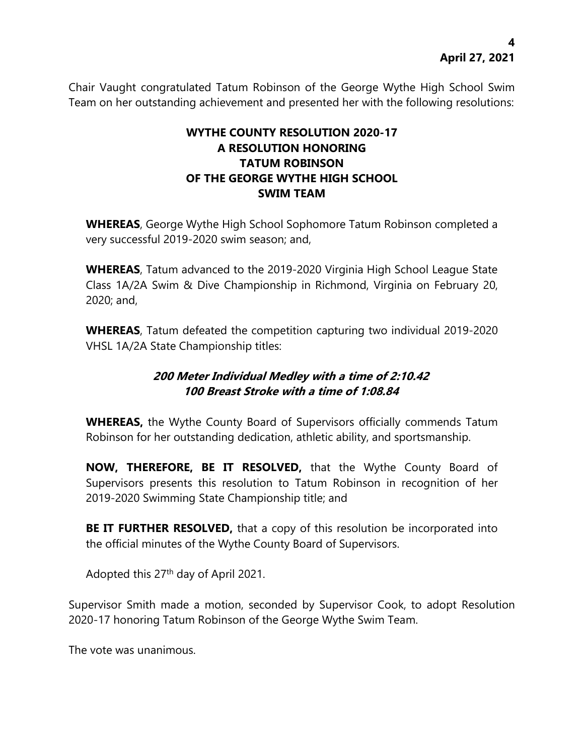Chair Vaught congratulated Tatum Robinson of the George Wythe High School Swim Team on her outstanding achievement and presented her with the following resolutions:

**WYTHE COUNTY RESOLUTION 2020-17**
**A RESOLUTION HONORING**
**TATUM ROBINSON**
**OF THE GEORGE WYTHE HIGH SCHOOL**
**SWIM TEAM**

**WHEREAS**, George Wythe High School Sophomore Tatum Robinson completed a very successful 2019-2020 swim season; and,

**WHEREAS**, Tatum advanced to the 2019-2020 Virginia High School League State Class 1A/2A Swim & Dive Championship in Richmond, Virginia on February 20, 2020; and,

**WHEREAS**, Tatum defeated the competition capturing two individual 2019-2020 VHSL 1A/2A State Championship titles:

***200 Meter Individual Medley with a time of 2:10.42***
***100 Breast Stroke with a time of 1:08.84***

**WHEREAS,** the Wythe County Board of Supervisors officially commends Tatum Robinson for her outstanding dedication, athletic ability, and sportsmanship.

**NOW, THEREFORE, BE IT RESOLVED,** that the Wythe County Board of Supervisors presents this resolution to Tatum Robinson in recognition of her 2019-2020 Swimming State Championship title; and

**BE IT FURTHER RESOLVED,** that a copy of this resolution be incorporated into the official minutes of the Wythe County Board of Supervisors.

Adopted this 27th day of April 2021.

Supervisor Smith made a motion, seconded by Supervisor Cook, to adopt Resolution 2020-17 honoring Tatum Robinson of the George Wythe Swim Team.

The vote was unanimous.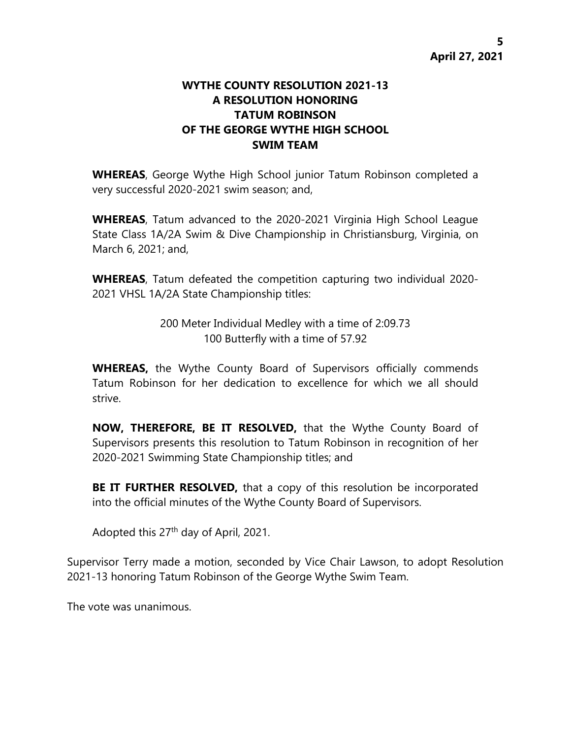**WYTHE COUNTY RESOLUTION 2021-13**
**A RESOLUTION HONORING**
**TATUM ROBINSON**
**OF THE GEORGE WYTHE HIGH SCHOOL**
**SWIM TEAM**

**WHEREAS**, George Wythe High School junior Tatum Robinson completed a very successful 2020-2021 swim season; and,

**WHEREAS**, Tatum advanced to the 2020-2021 Virginia High School League State Class 1A/2A Swim & Dive Championship in Christiansburg, Virginia, on March 6, 2021; and,

**WHEREAS**, Tatum defeated the competition capturing two individual 2020-2021 VHSL 1A/2A State Championship titles:

200 Meter Individual Medley with a time of 2:09.73
100 Butterfly with a time of 57.92

**WHEREAS,** the Wythe County Board of Supervisors officially commends Tatum Robinson for her dedication to excellence for which we all should strive.

**NOW, THEREFORE, BE IT RESOLVED,** that the Wythe County Board of Supervisors presents this resolution to Tatum Robinson in recognition of her 2020-2021 Swimming State Championship titles; and

**BE IT FURTHER RESOLVED,** that a copy of this resolution be incorporated into the official minutes of the Wythe County Board of Supervisors.

Adopted this 27th day of April, 2021.

Supervisor Terry made a motion, seconded by Vice Chair Lawson, to adopt Resolution 2021-13 honoring Tatum Robinson of the George Wythe Swim Team.

The vote was unanimous.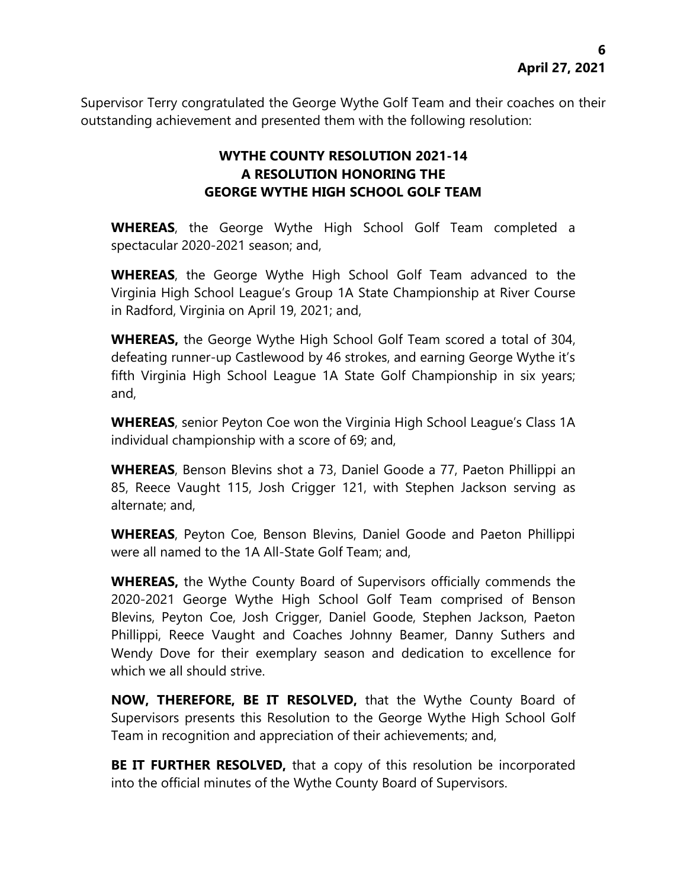Supervisor Terry congratulated the George Wythe Golf Team and their coaches on their outstanding achievement and presented them with the following resolution:

**WYTHE COUNTY RESOLUTION 2021-14**
**A RESOLUTION HONORING THE**
**GEORGE WYTHE HIGH SCHOOL GOLF TEAM**

**WHEREAS**, the George Wythe High School Golf Team completed a spectacular 2020-2021 season; and,

**WHEREAS**, the George Wythe High School Golf Team advanced to the Virginia High School League's Group 1A State Championship at River Course in Radford, Virginia on April 19, 2021; and,

**WHEREAS,** the George Wythe High School Golf Team scored a total of 304, defeating runner-up Castlewood by 46 strokes, and earning George Wythe it's fifth Virginia High School League 1A State Golf Championship in six years; and,

**WHEREAS**, senior Peyton Coe won the Virginia High School League's Class 1A individual championship with a score of 69; and,

**WHEREAS**, Benson Blevins shot a 73, Daniel Goode a 77, Paeton Phillippi an 85, Reece Vaught 115, Josh Crigger 121, with Stephen Jackson serving as alternate; and,

**WHEREAS**, Peyton Coe, Benson Blevins, Daniel Goode and Paeton Phillippi were all named to the 1A All-State Golf Team; and,

**WHEREAS,** the Wythe County Board of Supervisors officially commends the 2020-2021 George Wythe High School Golf Team comprised of Benson Blevins, Peyton Coe, Josh Crigger, Daniel Goode, Stephen Jackson, Paeton Phillippi, Reece Vaught and Coaches Johnny Beamer, Danny Suthers and Wendy Dove for their exemplary season and dedication to excellence for which we all should strive.

**NOW, THEREFORE, BE IT RESOLVED,** that the Wythe County Board of Supervisors presents this Resolution to the George Wythe High School Golf Team in recognition and appreciation of their achievements; and,

**BE IT FURTHER RESOLVED,** that a copy of this resolution be incorporated into the official minutes of the Wythe County Board of Supervisors.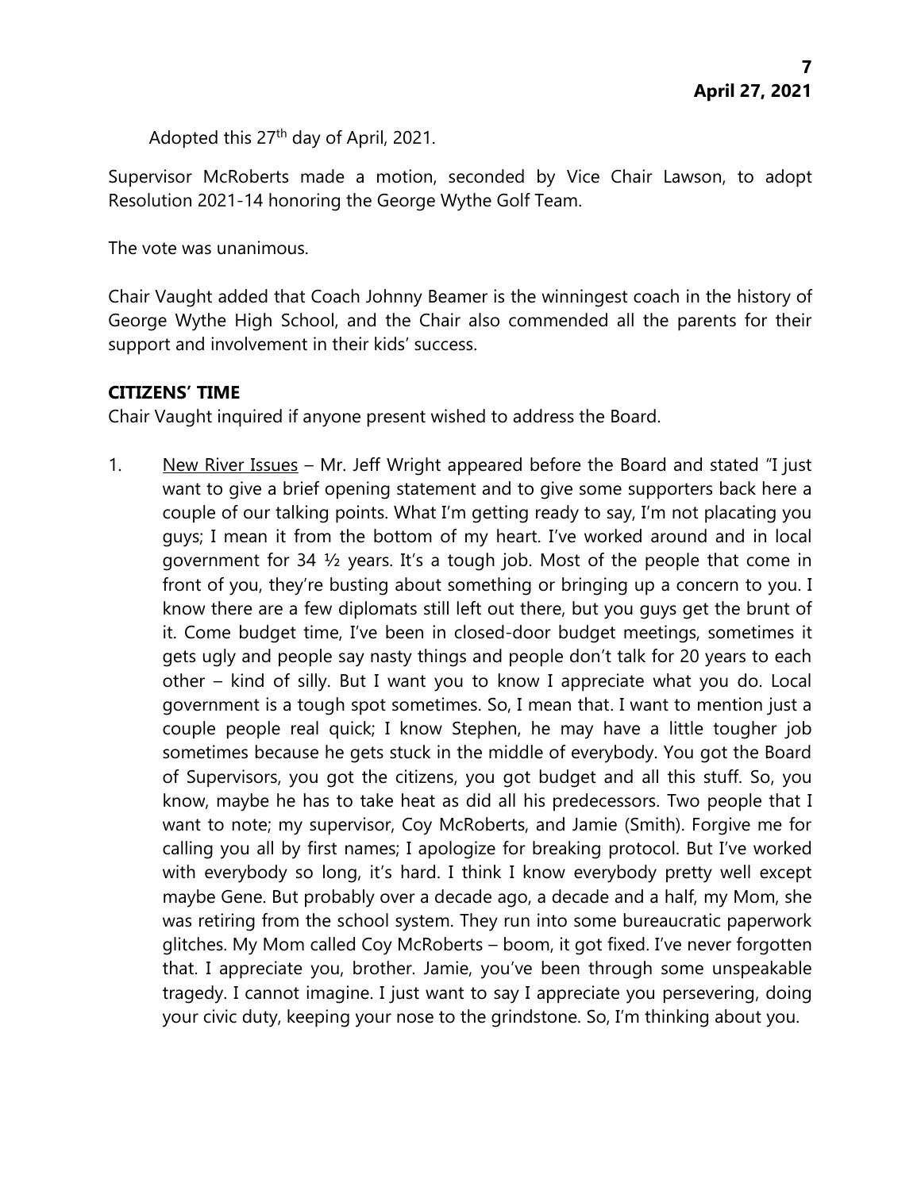Adopted this 27th day of April, 2021.

Supervisor McRoberts made a motion, seconded by Vice Chair Lawson, to adopt Resolution 2021-14 honoring the George Wythe Golf Team.

The vote was unanimous.

Chair Vaught added that Coach Johnny Beamer is the winningest coach in the history of George Wythe High School, and the Chair also commended all the parents for their support and involvement in their kids' success.

**CITIZENS' TIME**

Chair Vaught inquired if anyone present wished to address the Board.

1. New River Issues – Mr. Jeff Wright appeared before the Board and stated "I just want to give a brief opening statement and to give some supporters back here a couple of our talking points. What I'm getting ready to say, I'm not placating you guys; I mean it from the bottom of my heart. I've worked around and in local government for 34 ½ years. It's a tough job. Most of the people that come in front of you, they're busting about something or bringing up a concern to you. I know there are a few diplomats still left out there, but you guys get the brunt of it. Come budget time, I've been in closed-door budget meetings, sometimes it gets ugly and people say nasty things and people don't talk for 20 years to each other – kind of silly. But I want you to know I appreciate what you do. Local government is a tough spot sometimes. So, I mean that. I want to mention just a couple people real quick; I know Stephen, he may have a little tougher job sometimes because he gets stuck in the middle of everybody. You got the Board of Supervisors, you got the citizens, you got budget and all this stuff. So, you know, maybe he has to take heat as did all his predecessors. Two people that I want to note; my supervisor, Coy McRoberts, and Jamie (Smith). Forgive me for calling you all by first names; I apologize for breaking protocol. But I've worked with everybody so long, it's hard. I think I know everybody pretty well except maybe Gene. But probably over a decade ago, a decade and a half, my Mom, she was retiring from the school system. They run into some bureaucratic paperwork glitches. My Mom called Coy McRoberts – boom, it got fixed. I've never forgotten that. I appreciate you, brother. Jamie, you've been through some unspeakable tragedy. I cannot imagine. I just want to say I appreciate you persevering, doing your civic duty, keeping your nose to the grindstone. So, I'm thinking about you.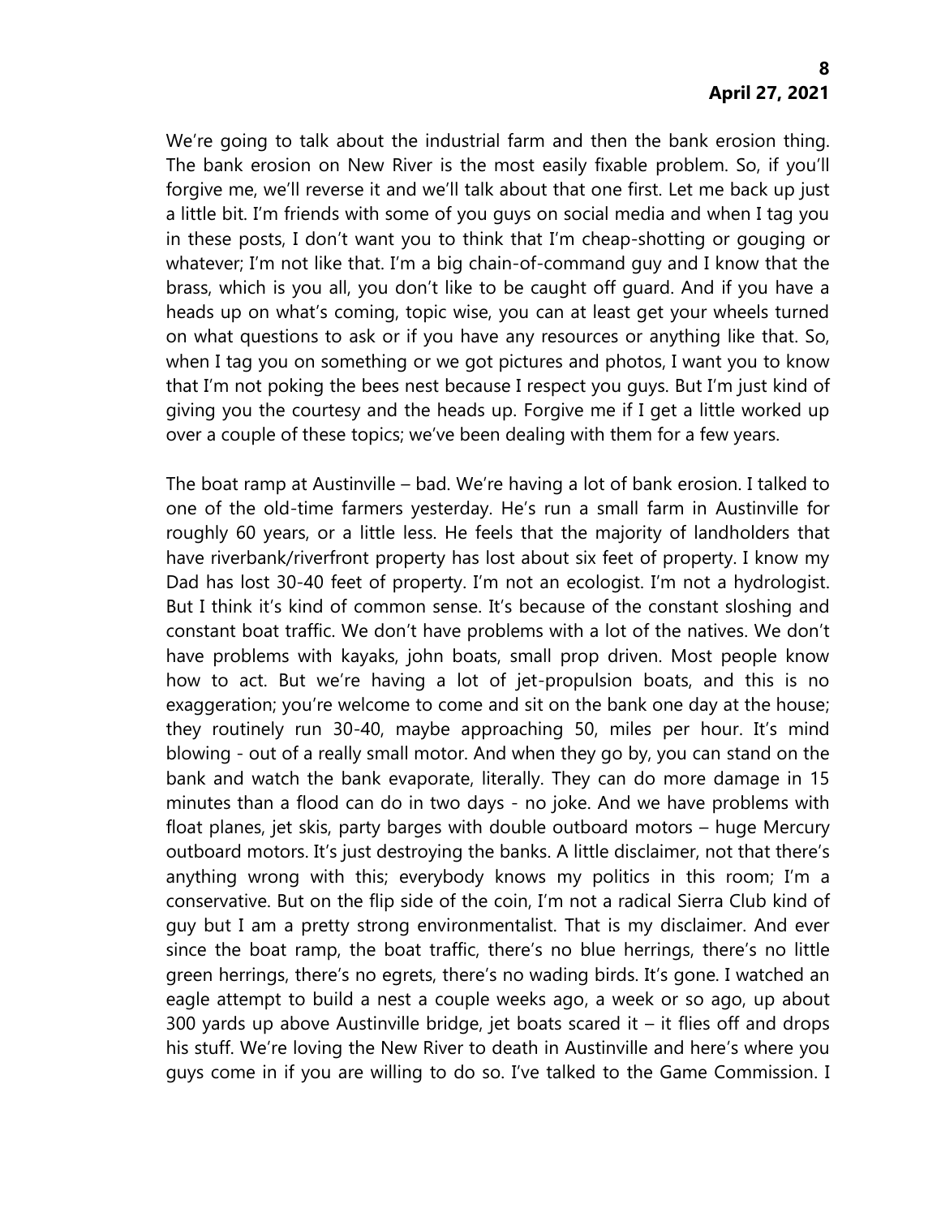We're going to talk about the industrial farm and then the bank erosion thing. The bank erosion on New River is the most easily fixable problem. So, if you'll forgive me, we'll reverse it and we'll talk about that one first. Let me back up just a little bit. I'm friends with some of you guys on social media and when I tag you in these posts, I don't want you to think that I'm cheap-shotting or gouging or whatever; I'm not like that. I'm a big chain-of-command guy and I know that the brass, which is you all, you don't like to be caught off guard. And if you have a heads up on what's coming, topic wise, you can at least get your wheels turned on what questions to ask or if you have any resources or anything like that. So, when I tag you on something or we got pictures and photos, I want you to know that I'm not poking the bees nest because I respect you guys. But I'm just kind of giving you the courtesy and the heads up. Forgive me if I get a little worked up over a couple of these topics; we've been dealing with them for a few years.

The boat ramp at Austinville – bad. We're having a lot of bank erosion. I talked to one of the old-time farmers yesterday. He's run a small farm in Austinville for roughly 60 years, or a little less. He feels that the majority of landholders that have riverbank/riverfront property has lost about six feet of property. I know my Dad has lost 30-40 feet of property. I'm not an ecologist. I'm not a hydrologist. But I think it's kind of common sense. It's because of the constant sloshing and constant boat traffic. We don't have problems with a lot of the natives. We don't have problems with kayaks, john boats, small prop driven. Most people know how to act. But we're having a lot of jet-propulsion boats, and this is no exaggeration; you're welcome to come and sit on the bank one day at the house; they routinely run 30-40, maybe approaching 50, miles per hour. It's mind blowing - out of a really small motor. And when they go by, you can stand on the bank and watch the bank evaporate, literally. They can do more damage in 15 minutes than a flood can do in two days - no joke. And we have problems with float planes, jet skis, party barges with double outboard motors – huge Mercury outboard motors. It's just destroying the banks. A little disclaimer, not that there's anything wrong with this; everybody knows my politics in this room; I'm a conservative. But on the flip side of the coin, I'm not a radical Sierra Club kind of guy but I am a pretty strong environmentalist. That is my disclaimer. And ever since the boat ramp, the boat traffic, there's no blue herrings, there's no little green herrings, there's no egrets, there's no wading birds. It's gone. I watched an eagle attempt to build a nest a couple weeks ago, a week or so ago, up about 300 yards up above Austinville bridge, jet boats scared it – it flies off and drops his stuff. We're loving the New River to death in Austinville and here's where you guys come in if you are willing to do so. I've talked to the Game Commission. I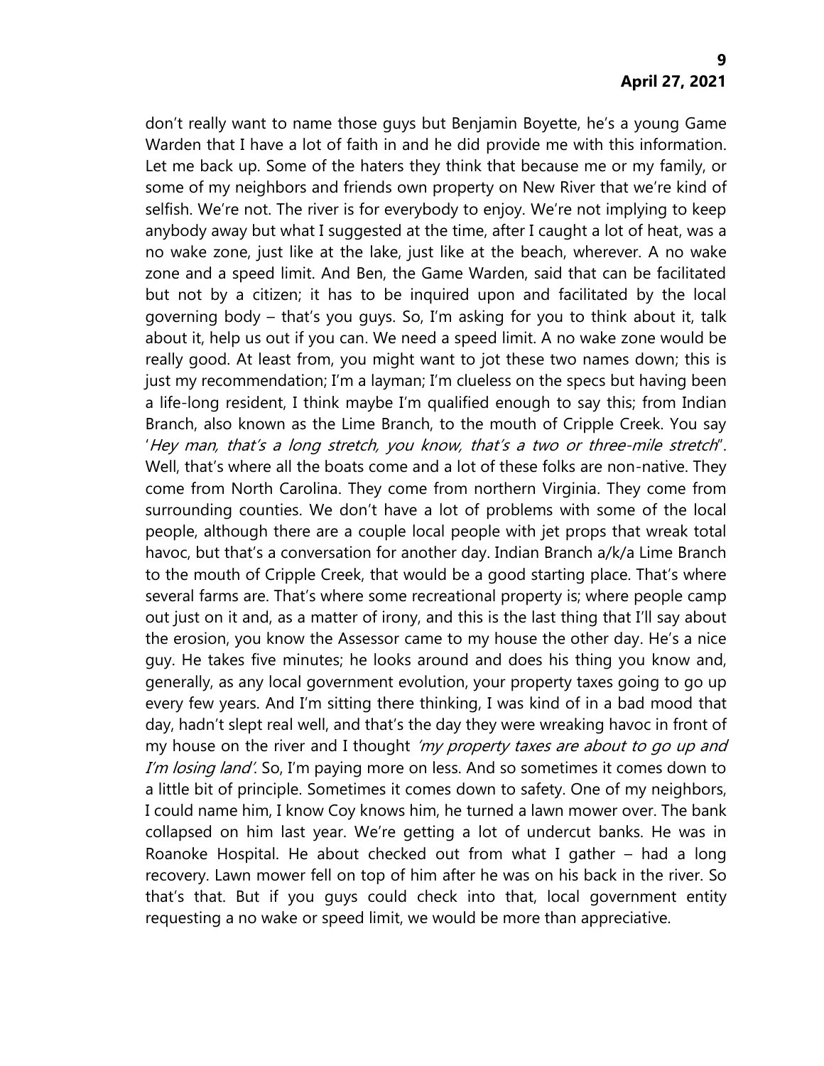don't really want to name those guys but Benjamin Boyette, he's a young Game Warden that I have a lot of faith in and he did provide me with this information. Let me back up. Some of the haters they think that because me or my family, or some of my neighbors and friends own property on New River that we're kind of selfish. We're not. The river is for everybody to enjoy. We're not implying to keep anybody away but what I suggested at the time, after I caught a lot of heat, was a no wake zone, just like at the lake, just like at the beach, wherever. A no wake zone and a speed limit. And Ben, the Game Warden, said that can be facilitated but not by a citizen; it has to be inquired upon and facilitated by the local governing body – that's you guys. So, I'm asking for you to think about it, talk about it, help us out if you can. We need a speed limit. A no wake zone would be really good. At least from, you might want to jot these two names down; this is just my recommendation; I'm a layman; I'm clueless on the specs but having been a life-long resident, I think maybe I'm qualified enough to say this; from Indian Branch, also known as the Lime Branch, to the mouth of Cripple Creek. You say '*Hey man, that's a long stretch, you know, that's a two or three-mile stretch*". Well, that's where all the boats come and a lot of these folks are non-native. They come from North Carolina. They come from northern Virginia. They come from surrounding counties. We don't have a lot of problems with some of the local people, although there are a couple local people with jet props that wreak total havoc, but that's a conversation for another day. Indian Branch a/k/a Lime Branch to the mouth of Cripple Creek, that would be a good starting place. That's where several farms are. That's where some recreational property is; where people camp out just on it and, as a matter of irony, and this is the last thing that I'll say about the erosion, you know the Assessor came to my house the other day. He's a nice guy. He takes five minutes; he looks around and does his thing you know and, generally, as any local government evolution, your property taxes going to go up every few years. And I'm sitting there thinking, I was kind of in a bad mood that day, hadn't slept real well, and that's the day they were wreaking havoc in front of my house on the river and I thought *'my property taxes are about to go up and I'm losing land'*. So, I'm paying more on less. And so sometimes it comes down to a little bit of principle. Sometimes it comes down to safety. One of my neighbors, I could name him, I know Coy knows him, he turned a lawn mower over. The bank collapsed on him last year. We're getting a lot of undercut banks. He was in Roanoke Hospital. He about checked out from what I gather – had a long recovery. Lawn mower fell on top of him after he was on his back in the river. So that's that. But if you guys could check into that, local government entity requesting a no wake or speed limit, we would be more than appreciative.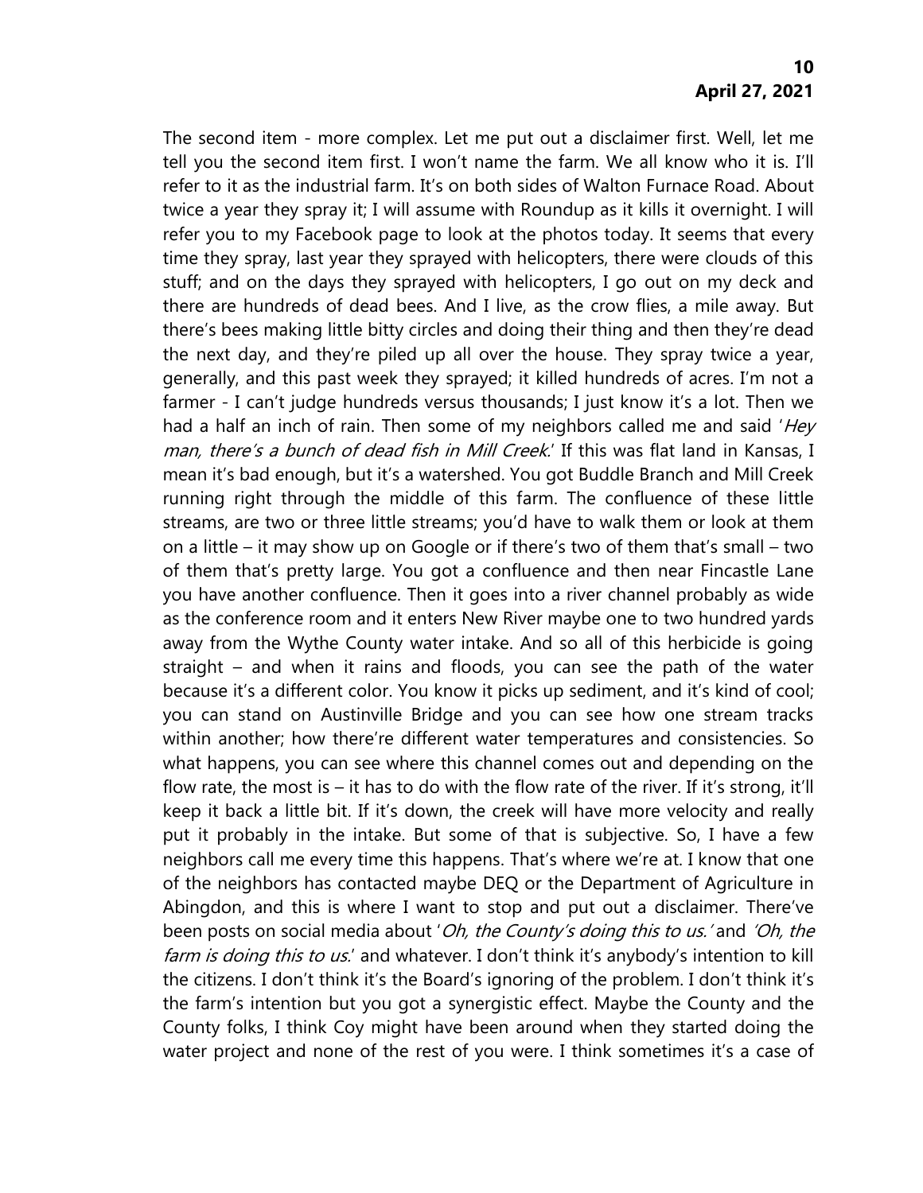The second item - more complex. Let me put out a disclaimer first. Well, let me tell you the second item first. I won't name the farm. We all know who it is. I'll refer to it as the industrial farm. It's on both sides of Walton Furnace Road. About twice a year they spray it; I will assume with Roundup as it kills it overnight. I will refer you to my Facebook page to look at the photos today. It seems that every time they spray, last year they sprayed with helicopters, there were clouds of this stuff; and on the days they sprayed with helicopters, I go out on my deck and there are hundreds of dead bees. And I live, as the crow flies, a mile away. But there's bees making little bitty circles and doing their thing and then they're dead the next day, and they're piled up all over the house. They spray twice a year, generally, and this past week they sprayed; it killed hundreds of acres. I'm not a farmer - I can't judge hundreds versus thousands; I just know it's a lot. Then we had a half an inch of rain. Then some of my neighbors called me and said '*Hey man, there's a bunch of dead fish in Mill Creek.*' If this was flat land in Kansas, I mean it's bad enough, but it's a watershed. You got Buddle Branch and Mill Creek running right through the middle of this farm. The confluence of these little streams, are two or three little streams; you'd have to walk them or look at them on a little – it may show up on Google or if there's two of them that's small – two of them that's pretty large. You got a confluence and then near Fincastle Lane you have another confluence. Then it goes into a river channel probably as wide as the conference room and it enters New River maybe one to two hundred yards away from the Wythe County water intake. And so all of this herbicide is going straight – and when it rains and floods, you can see the path of the water because it's a different color. You know it picks up sediment, and it's kind of cool; you can stand on Austinville Bridge and you can see how one stream tracks within another; how there're different water temperatures and consistencies. So what happens, you can see where this channel comes out and depending on the flow rate, the most is – it has to do with the flow rate of the river. If it's strong, it'll keep it back a little bit. If it's down, the creek will have more velocity and really put it probably in the intake. But some of that is subjective. So, I have a few neighbors call me every time this happens. That's where we're at. I know that one of the neighbors has contacted maybe DEQ or the Department of Agriculture in Abingdon, and this is where I want to stop and put out a disclaimer. There've been posts on social media about '*Oh, the County's doing this to us.*' and '*Oh, the farm is doing this to us.*' and whatever. I don't think it's anybody's intention to kill the citizens. I don't think it's the Board's ignoring of the problem. I don't think it's the farm's intention but you got a synergistic effect. Maybe the County and the County folks, I think Coy might have been around when they started doing the water project and none of the rest of you were. I think sometimes it's a case of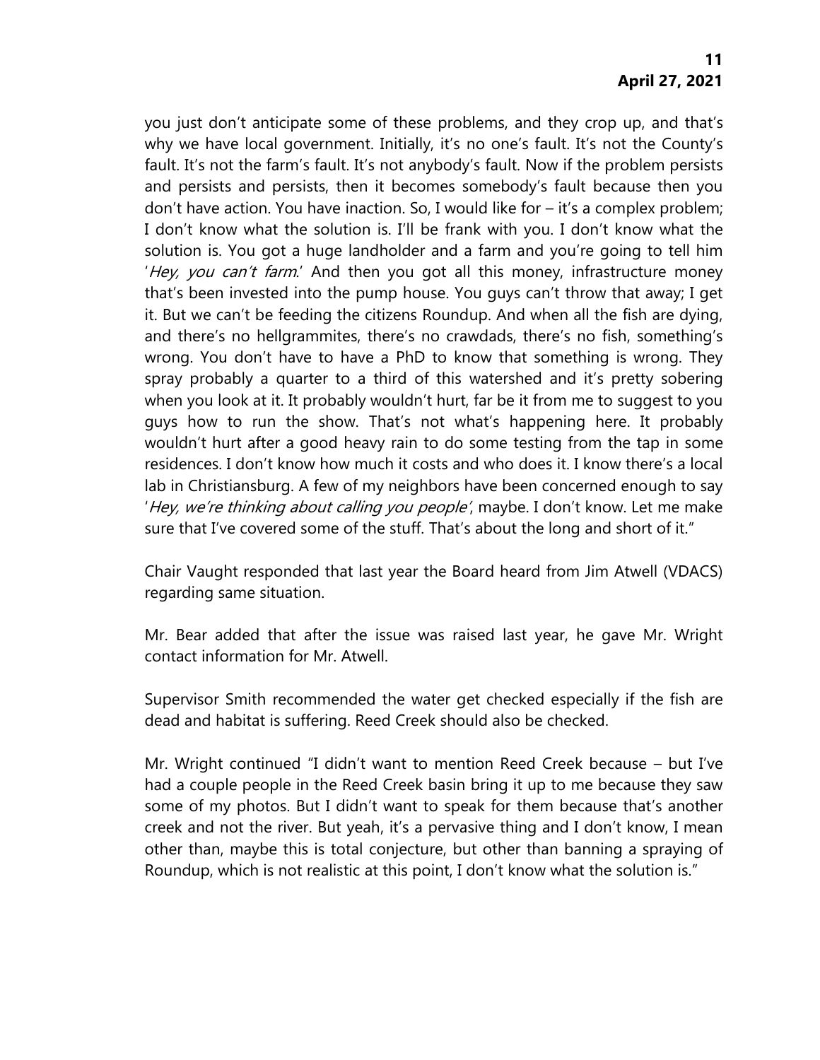you just don't anticipate some of these problems, and they crop up, and that's why we have local government. Initially, it's no one's fault. It's not the County's fault. It's not the farm's fault. It's not anybody's fault. Now if the problem persists and persists and persists, then it becomes somebody's fault because then you don't have action. You have inaction. So, I would like for – it's a complex problem; I don't know what the solution is. I'll be frank with you. I don't know what the solution is. You got a huge landholder and a farm and you're going to tell him '*Hey, you can't farm*.' And then you got all this money, infrastructure money that's been invested into the pump house. You guys can't throw that away; I get it. But we can't be feeding the citizens Roundup. And when all the fish are dying, and there's no hellgrammites, there's no crawdads, there's no fish, something's wrong. You don't have to have a PhD to know that something is wrong. They spray probably a quarter to a third of this watershed and it's pretty sobering when you look at it. It probably wouldn't hurt, far be it from me to suggest to you guys how to run the show. That's not what's happening here. It probably wouldn't hurt after a good heavy rain to do some testing from the tap in some residences. I don't know how much it costs and who does it. I know there's a local lab in Christiansburg. A few of my neighbors have been concerned enough to say '*Hey, we're thinking about calling you people*', maybe. I don't know. Let me make sure that I've covered some of the stuff. That's about the long and short of it."

Chair Vaught responded that last year the Board heard from Jim Atwell (VDACS) regarding same situation.

Mr. Bear added that after the issue was raised last year, he gave Mr. Wright contact information for Mr. Atwell.

Supervisor Smith recommended the water get checked especially if the fish are dead and habitat is suffering. Reed Creek should also be checked.

Mr. Wright continued "I didn't want to mention Reed Creek because – but I've had a couple people in the Reed Creek basin bring it up to me because they saw some of my photos. But I didn't want to speak for them because that's another creek and not the river. But yeah, it's a pervasive thing and I don't know, I mean other than, maybe this is total conjecture, but other than banning a spraying of Roundup, which is not realistic at this point, I don't know what the solution is."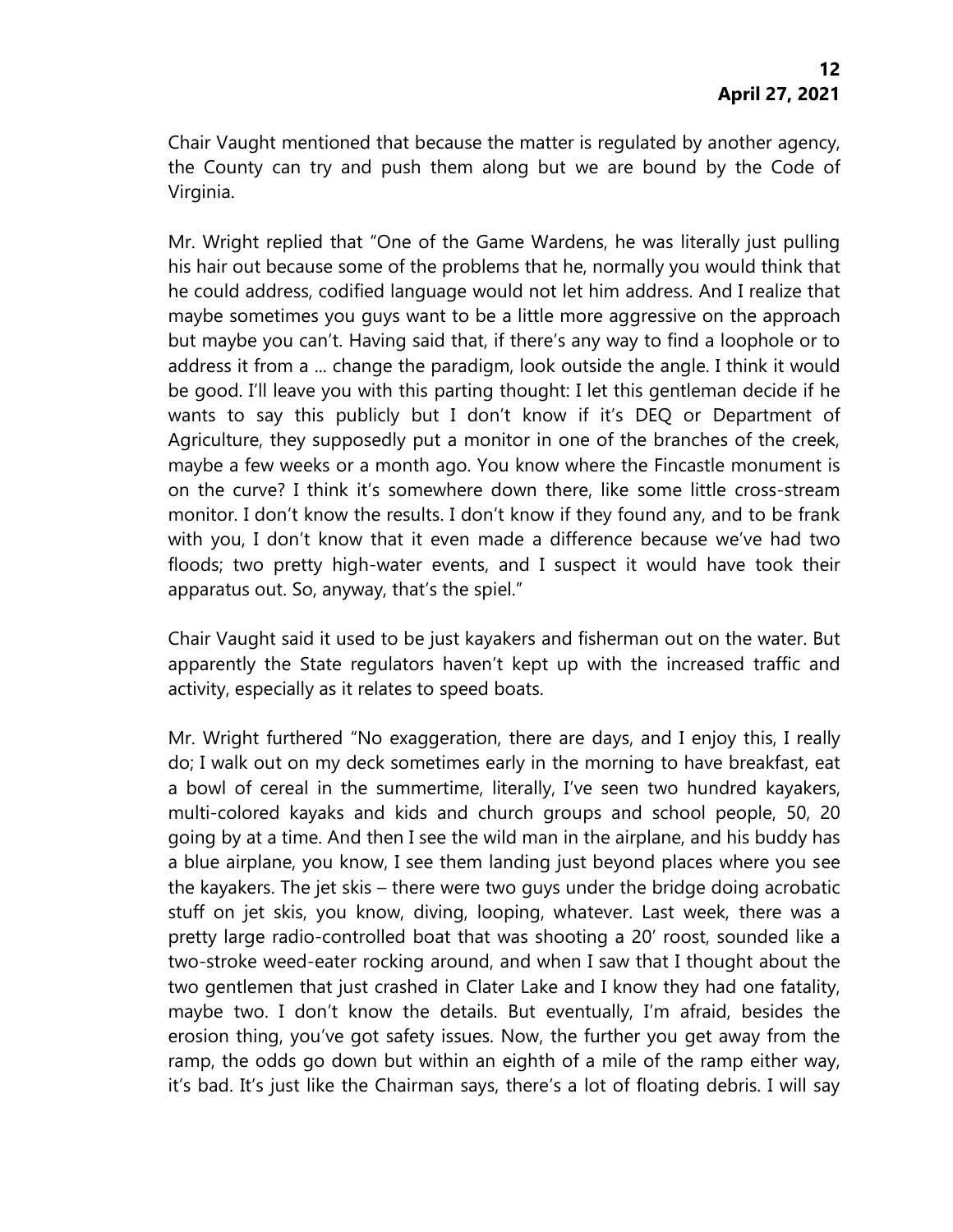Chair Vaught mentioned that because the matter is regulated by another agency, the County can try and push them along but we are bound by the Code of Virginia.

Mr. Wright replied that "One of the Game Wardens, he was literally just pulling his hair out because some of the problems that he, normally you would think that he could address, codified language would not let him address. And I realize that maybe sometimes you guys want to be a little more aggressive on the approach but maybe you can't. Having said that, if there's any way to find a loophole or to address it from a ... change the paradigm, look outside the angle. I think it would be good. I'll leave you with this parting thought: I let this gentleman decide if he wants to say this publicly but I don't know if it's DEQ or Department of Agriculture, they supposedly put a monitor in one of the branches of the creek, maybe a few weeks or a month ago. You know where the Fincastle monument is on the curve? I think it's somewhere down there, like some little cross-stream monitor. I don't know the results. I don't know if they found any, and to be frank with you, I don't know that it even made a difference because we've had two floods; two pretty high-water events, and I suspect it would have took their apparatus out. So, anyway, that's the spiel."

Chair Vaught said it used to be just kayakers and fisherman out on the water. But apparently the State regulators haven't kept up with the increased traffic and activity, especially as it relates to speed boats.

Mr. Wright furthered "No exaggeration, there are days, and I enjoy this, I really do; I walk out on my deck sometimes early in the morning to have breakfast, eat a bowl of cereal in the summertime, literally, I've seen two hundred kayakers, multi-colored kayaks and kids and church groups and school people, 50, 20 going by at a time. And then I see the wild man in the airplane, and his buddy has a blue airplane, you know, I see them landing just beyond places where you see the kayakers. The jet skis – there were two guys under the bridge doing acrobatic stuff on jet skis, you know, diving, looping, whatever. Last week, there was a pretty large radio-controlled boat that was shooting a 20' roost, sounded like a two-stroke weed-eater rocking around, and when I saw that I thought about the two gentlemen that just crashed in Clater Lake and I know they had one fatality, maybe two. I don't know the details. But eventually, I'm afraid, besides the erosion thing, you've got safety issues. Now, the further you get away from the ramp, the odds go down but within an eighth of a mile of the ramp either way, it's bad. It's just like the Chairman says, there's a lot of floating debris. I will say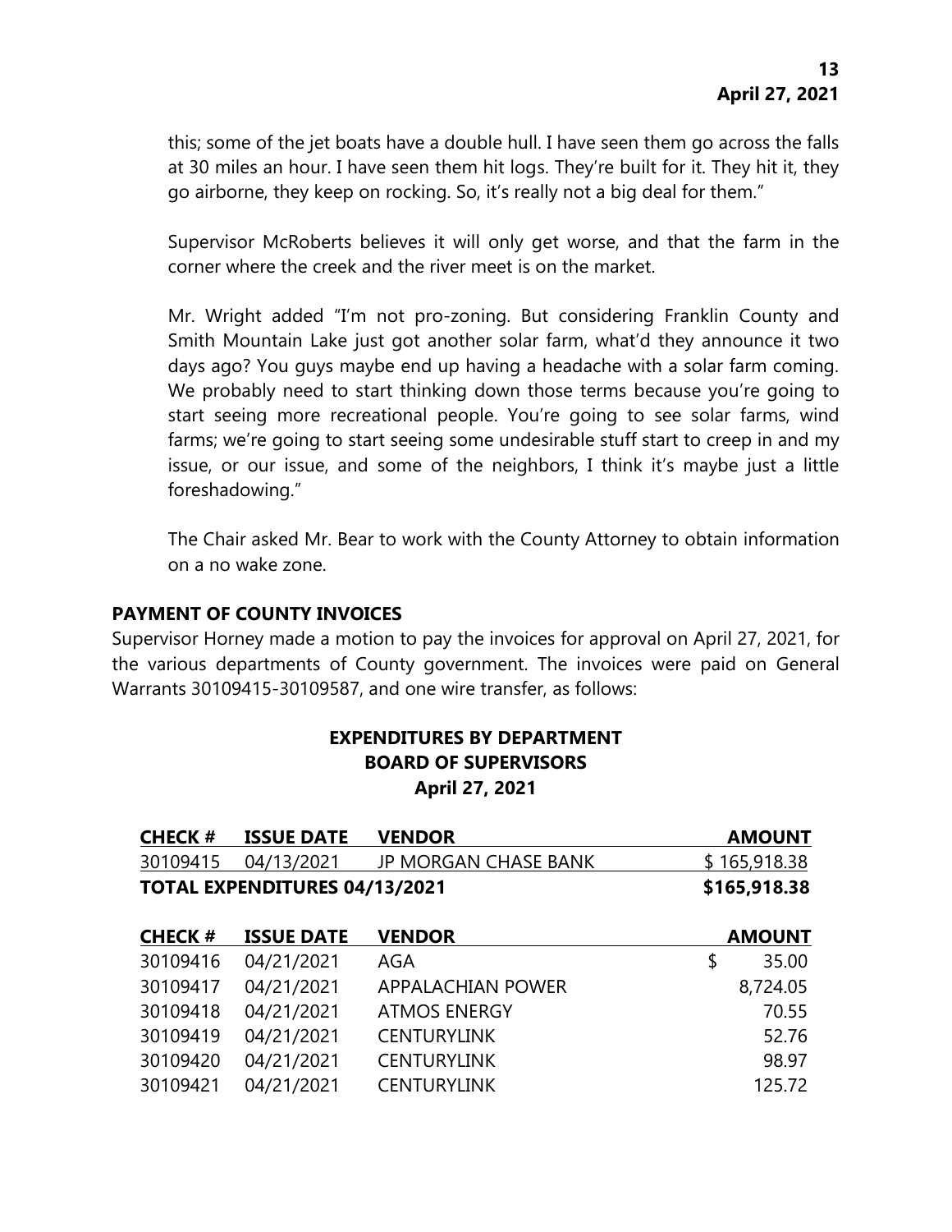this; some of the jet boats have a double hull. I have seen them go across the falls at 30 miles an hour. I have seen them hit logs. They're built for it. They hit it, they go airborne, they keep on rocking. So, it's really not a big deal for them."

Supervisor McRoberts believes it will only get worse, and that the farm in the corner where the creek and the river meet is on the market.

Mr. Wright added "I'm not pro-zoning. But considering Franklin County and Smith Mountain Lake just got another solar farm, what'd they announce it two days ago? You guys maybe end up having a headache with a solar farm coming. We probably need to start thinking down those terms because you're going to start seeing more recreational people. You're going to see solar farms, wind farms; we're going to start seeing some undesirable stuff start to creep in and my issue, or our issue, and some of the neighbors, I think it's maybe just a little foreshadowing."

The Chair asked Mr. Bear to work with the County Attorney to obtain information on a no wake zone.

**PAYMENT OF COUNTY INVOICES**

Supervisor Horney made a motion to pay the invoices for approval on April 27, 2021, for the various departments of County government. The invoices were paid on General Warrants 30109415-30109587, and one wire transfer, as follows:

**EXPENDITURES BY DEPARTMENT**
**BOARD OF SUPERVISORS**
**April 27, 2021**

| CHECK # | ISSUE DATE | VENDOR | AMOUNT |
|---|---|---|---|
| 30109415 | 04/13/2021 | JP MORGAN CHASE BANK | $ 165,918.38 |
| **TOTAL EXPENDITURES 04/13/2021** | | | **$165,918.38** |

| CHECK # | ISSUE DATE | VENDOR | AMOUNT |
|---|---|---|---|
| 30109416 | 04/21/2021 | AGA | $ 35.00 |
| 30109417 | 04/21/2021 | APPALACHIAN POWER | 8,724.05 |
| 30109418 | 04/21/2021 | ATMOS ENERGY | 70.55 |
| 30109419 | 04/21/2021 | CENTURYLINK | 52.76 |
| 30109420 | 04/21/2021 | CENTURYLINK | 98.97 |
| 30109421 | 04/21/2021 | CENTURYLINK | 125.72 |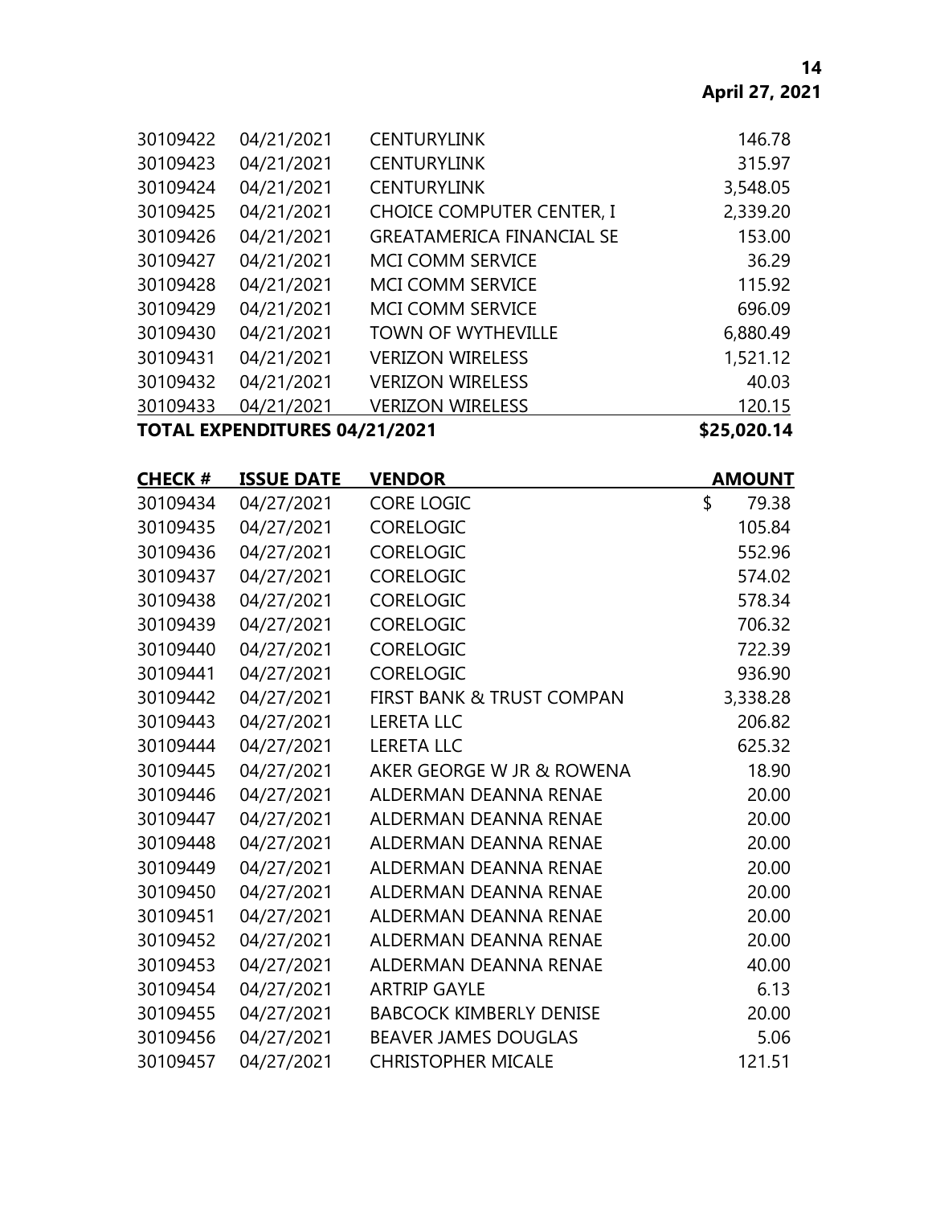| | | | |
|---|---|---|---|
| 30109422 | 04/21/2021 | CENTURYLINK | 146.78 |
| 30109423 | 04/21/2021 | CENTURYLINK | 315.97 |
| 30109424 | 04/21/2021 | CENTURYLINK | 3,548.05 |
| 30109425 | 04/21/2021 | CHOICE COMPUTER CENTER, I | 2,339.20 |
| 30109426 | 04/21/2021 | GREATAMERICA FINANCIAL SE | 153.00 |
| 30109427 | 04/21/2021 | MCI COMM SERVICE | 36.29 |
| 30109428 | 04/21/2021 | MCI COMM SERVICE | 115.92 |
| 30109429 | 04/21/2021 | MCI COMM SERVICE | 696.09 |
| 30109430 | 04/21/2021 | TOWN OF WYTHEVILLE | 6,880.49 |
| 30109431 | 04/21/2021 | VERIZON WIRELESS | 1,521.12 |
| 30109432 | 04/21/2021 | VERIZON WIRELESS | 40.03 |
| 30109433 | 04/21/2021 | VERIZON WIRELESS | 120.15 |
| **TOTAL EXPENDITURES 04/21/2021** | | | **$25,020.14** |

| CHECK # | ISSUE DATE | VENDOR | AMOUNT |
|---|---|---|---|
| 30109434 | 04/27/2021 | CORE LOGIC | $ 79.38 |
| 30109435 | 04/27/2021 | CORELOGIC | 105.84 |
| 30109436 | 04/27/2021 | CORELOGIC | 552.96 |
| 30109437 | 04/27/2021 | CORELOGIC | 574.02 |
| 30109438 | 04/27/2021 | CORELOGIC | 578.34 |
| 30109439 | 04/27/2021 | CORELOGIC | 706.32 |
| 30109440 | 04/27/2021 | CORELOGIC | 722.39 |
| 30109441 | 04/27/2021 | CORELOGIC | 936.90 |
| 30109442 | 04/27/2021 | FIRST BANK & TRUST COMPAN | 3,338.28 |
| 30109443 | 04/27/2021 | LERETA LLC | 206.82 |
| 30109444 | 04/27/2021 | LERETA LLC | 625.32 |
| 30109445 | 04/27/2021 | AKER GEORGE W JR & ROWENA | 18.90 |
| 30109446 | 04/27/2021 | ALDERMAN DEANNA RENAE | 20.00 |
| 30109447 | 04/27/2021 | ALDERMAN DEANNA RENAE | 20.00 |
| 30109448 | 04/27/2021 | ALDERMAN DEANNA RENAE | 20.00 |
| 30109449 | 04/27/2021 | ALDERMAN DEANNA RENAE | 20.00 |
| 30109450 | 04/27/2021 | ALDERMAN DEANNA RENAE | 20.00 |
| 30109451 | 04/27/2021 | ALDERMAN DEANNA RENAE | 20.00 |
| 30109452 | 04/27/2021 | ALDERMAN DEANNA RENAE | 20.00 |
| 30109453 | 04/27/2021 | ALDERMAN DEANNA RENAE | 40.00 |
| 30109454 | 04/27/2021 | ARTRIP GAYLE | 6.13 |
| 30109455 | 04/27/2021 | BABCOCK KIMBERLY DENISE | 20.00 |
| 30109456 | 04/27/2021 | BEAVER JAMES DOUGLAS | 5.06 |
| 30109457 | 04/27/2021 | CHRISTOPHER MICALE | 121.51 |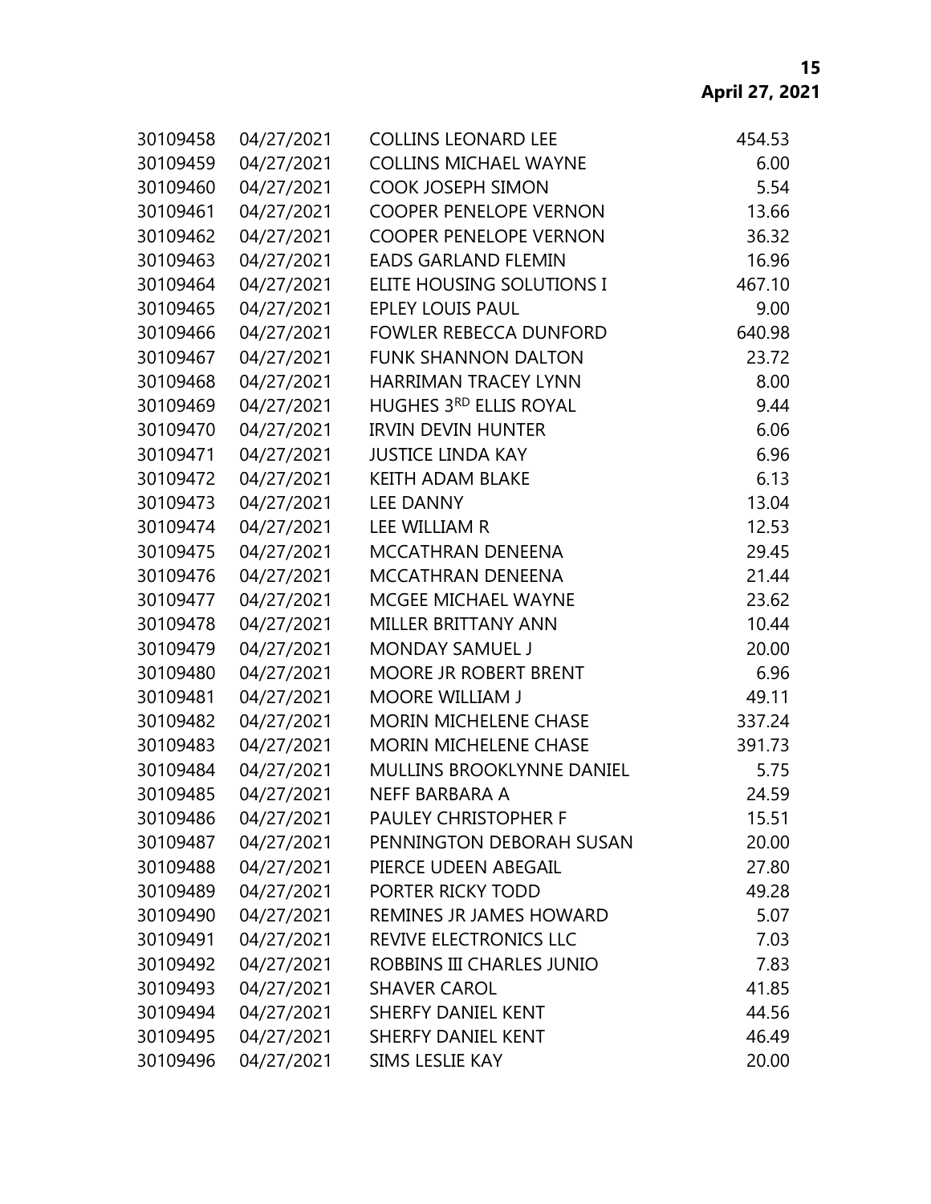| | | | |
|---|---|---|---|
| 30109458 | 04/27/2021 | COLLINS LEONARD LEE | 454.53 |
| 30109459 | 04/27/2021 | COLLINS MICHAEL WAYNE | 6.00 |
| 30109460 | 04/27/2021 | COOK JOSEPH SIMON | 5.54 |
| 30109461 | 04/27/2021 | COOPER PENELOPE VERNON | 13.66 |
| 30109462 | 04/27/2021 | COOPER PENELOPE VERNON | 36.32 |
| 30109463 | 04/27/2021 | EADS GARLAND FLEMIN | 16.96 |
| 30109464 | 04/27/2021 | ELITE HOUSING SOLUTIONS I | 467.10 |
| 30109465 | 04/27/2021 | EPLEY LOUIS PAUL | 9.00 |
| 30109466 | 04/27/2021 | FOWLER REBECCA DUNFORD | 640.98 |
| 30109467 | 04/27/2021 | FUNK SHANNON DALTON | 23.72 |
| 30109468 | 04/27/2021 | HARRIMAN TRACEY LYNN | 8.00 |
| 30109469 | 04/27/2021 | HUGHES 3RD ELLIS ROYAL | 9.44 |
| 30109470 | 04/27/2021 | IRVIN DEVIN HUNTER | 6.06 |
| 30109471 | 04/27/2021 | JUSTICE LINDA KAY | 6.96 |
| 30109472 | 04/27/2021 | KEITH ADAM BLAKE | 6.13 |
| 30109473 | 04/27/2021 | LEE DANNY | 13.04 |
| 30109474 | 04/27/2021 | LEE WILLIAM R | 12.53 |
| 30109475 | 04/27/2021 | MCCATHRAN DENEENA | 29.45 |
| 30109476 | 04/27/2021 | MCCATHRAN DENEENA | 21.44 |
| 30109477 | 04/27/2021 | MCGEE MICHAEL WAYNE | 23.62 |
| 30109478 | 04/27/2021 | MILLER BRITTANY ANN | 10.44 |
| 30109479 | 04/27/2021 | MONDAY SAMUEL J | 20.00 |
| 30109480 | 04/27/2021 | MOORE JR ROBERT BRENT | 6.96 |
| 30109481 | 04/27/2021 | MOORE WILLIAM J | 49.11 |
| 30109482 | 04/27/2021 | MORIN MICHELENE CHASE | 337.24 |
| 30109483 | 04/27/2021 | MORIN MICHELENE CHASE | 391.73 |
| 30109484 | 04/27/2021 | MULLINS BROOKLYNNE DANIEL | 5.75 |
| 30109485 | 04/27/2021 | NEFF BARBARA A | 24.59 |
| 30109486 | 04/27/2021 | PAULEY CHRISTOPHER F | 15.51 |
| 30109487 | 04/27/2021 | PENNINGTON DEBORAH SUSAN | 20.00 |
| 30109488 | 04/27/2021 | PIERCE UDEEN ABEGAIL | 27.80 |
| 30109489 | 04/27/2021 | PORTER RICKY TODD | 49.28 |
| 30109490 | 04/27/2021 | REMINES JR JAMES HOWARD | 5.07 |
| 30109491 | 04/27/2021 | REVIVE ELECTRONICS LLC | 7.03 |
| 30109492 | 04/27/2021 | ROBBINS III CHARLES JUNIO | 7.83 |
| 30109493 | 04/27/2021 | SHAVER CAROL | 41.85 |
| 30109494 | 04/27/2021 | SHERFY DANIEL KENT | 44.56 |
| 30109495 | 04/27/2021 | SHERFY DANIEL KENT | 46.49 |
| 30109496 | 04/27/2021 | SIMS LESLIE KAY | 20.00 |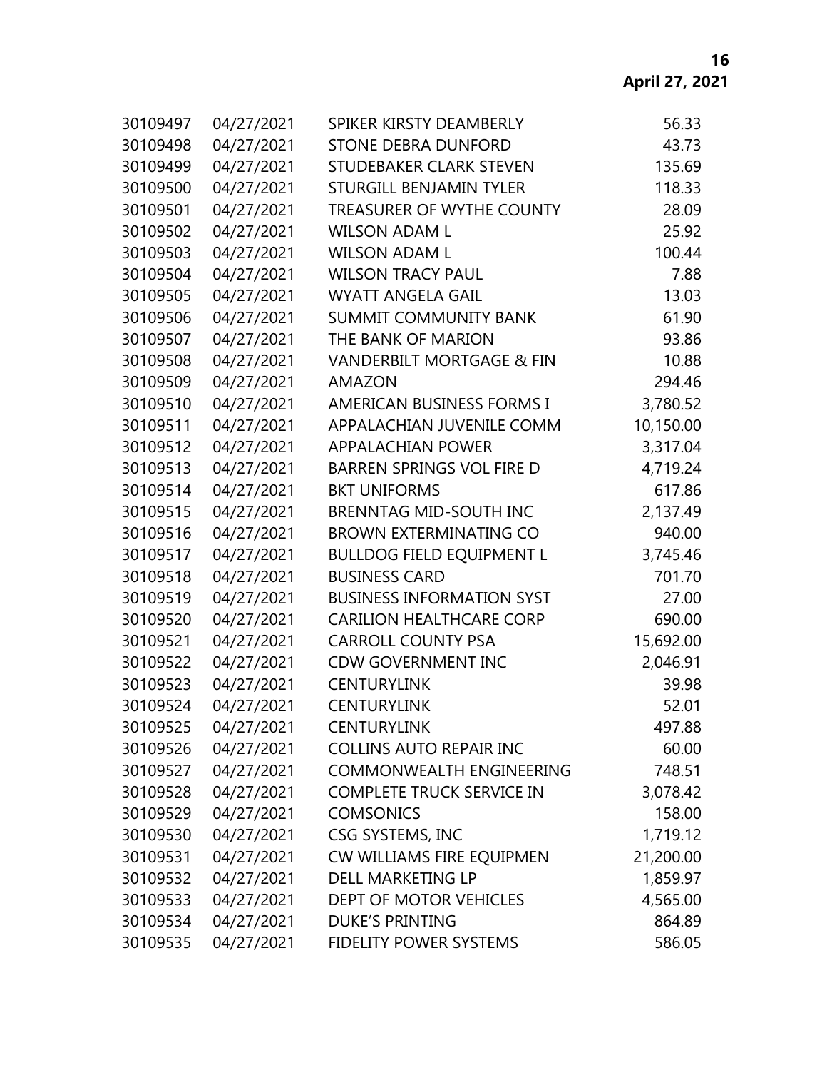| | | | |
|---|---|---|---|
| 30109497 | 04/27/2021 | SPIKER KIRSTY DEAMBERLY | 56.33 |
| 30109498 | 04/27/2021 | STONE DEBRA DUNFORD | 43.73 |
| 30109499 | 04/27/2021 | STUDEBAKER CLARK STEVEN | 135.69 |
| 30109500 | 04/27/2021 | STURGILL BENJAMIN TYLER | 118.33 |
| 30109501 | 04/27/2021 | TREASURER OF WYTHE COUNTY | 28.09 |
| 30109502 | 04/27/2021 | WILSON ADAM L | 25.92 |
| 30109503 | 04/27/2021 | WILSON ADAM L | 100.44 |
| 30109504 | 04/27/2021 | WILSON TRACY PAUL | 7.88 |
| 30109505 | 04/27/2021 | WYATT ANGELA GAIL | 13.03 |
| 30109506 | 04/27/2021 | SUMMIT COMMUNITY BANK | 61.90 |
| 30109507 | 04/27/2021 | THE BANK OF MARION | 93.86 |
| 30109508 | 04/27/2021 | VANDERBILT MORTGAGE & FIN | 10.88 |
| 30109509 | 04/27/2021 | AMAZON | 294.46 |
| 30109510 | 04/27/2021 | AMERICAN BUSINESS FORMS I | 3,780.52 |
| 30109511 | 04/27/2021 | APPALACHIAN JUVENILE COMM | 10,150.00 |
| 30109512 | 04/27/2021 | APPALACHIAN POWER | 3,317.04 |
| 30109513 | 04/27/2021 | BARREN SPRINGS VOL FIRE D | 4,719.24 |
| 30109514 | 04/27/2021 | BKT UNIFORMS | 617.86 |
| 30109515 | 04/27/2021 | BRENNTAG MID-SOUTH INC | 2,137.49 |
| 30109516 | 04/27/2021 | BROWN EXTERMINATING CO | 940.00 |
| 30109517 | 04/27/2021 | BULLDOG FIELD EQUIPMENT L | 3,745.46 |
| 30109518 | 04/27/2021 | BUSINESS CARD | 701.70 |
| 30109519 | 04/27/2021 | BUSINESS INFORMATION SYST | 27.00 |
| 30109520 | 04/27/2021 | CARILION HEALTHCARE CORP | 690.00 |
| 30109521 | 04/27/2021 | CARROLL COUNTY PSA | 15,692.00 |
| 30109522 | 04/27/2021 | CDW GOVERNMENT INC | 2,046.91 |
| 30109523 | 04/27/2021 | CENTURYLINK | 39.98 |
| 30109524 | 04/27/2021 | CENTURYLINK | 52.01 |
| 30109525 | 04/27/2021 | CENTURYLINK | 497.88 |
| 30109526 | 04/27/2021 | COLLINS AUTO REPAIR INC | 60.00 |
| 30109527 | 04/27/2021 | COMMONWEALTH ENGINEERING | 748.51 |
| 30109528 | 04/27/2021 | COMPLETE TRUCK SERVICE IN | 3,078.42 |
| 30109529 | 04/27/2021 | COMSONICS | 158.00 |
| 30109530 | 04/27/2021 | CSG SYSTEMS, INC | 1,719.12 |
| 30109531 | 04/27/2021 | CW WILLIAMS FIRE EQUIPMEN | 21,200.00 |
| 30109532 | 04/27/2021 | DELL MARKETING LP | 1,859.97 |
| 30109533 | 04/27/2021 | DEPT OF MOTOR VEHICLES | 4,565.00 |
| 30109534 | 04/27/2021 | DUKE'S PRINTING | 864.89 |
| 30109535 | 04/27/2021 | FIDELITY POWER SYSTEMS | 586.05 |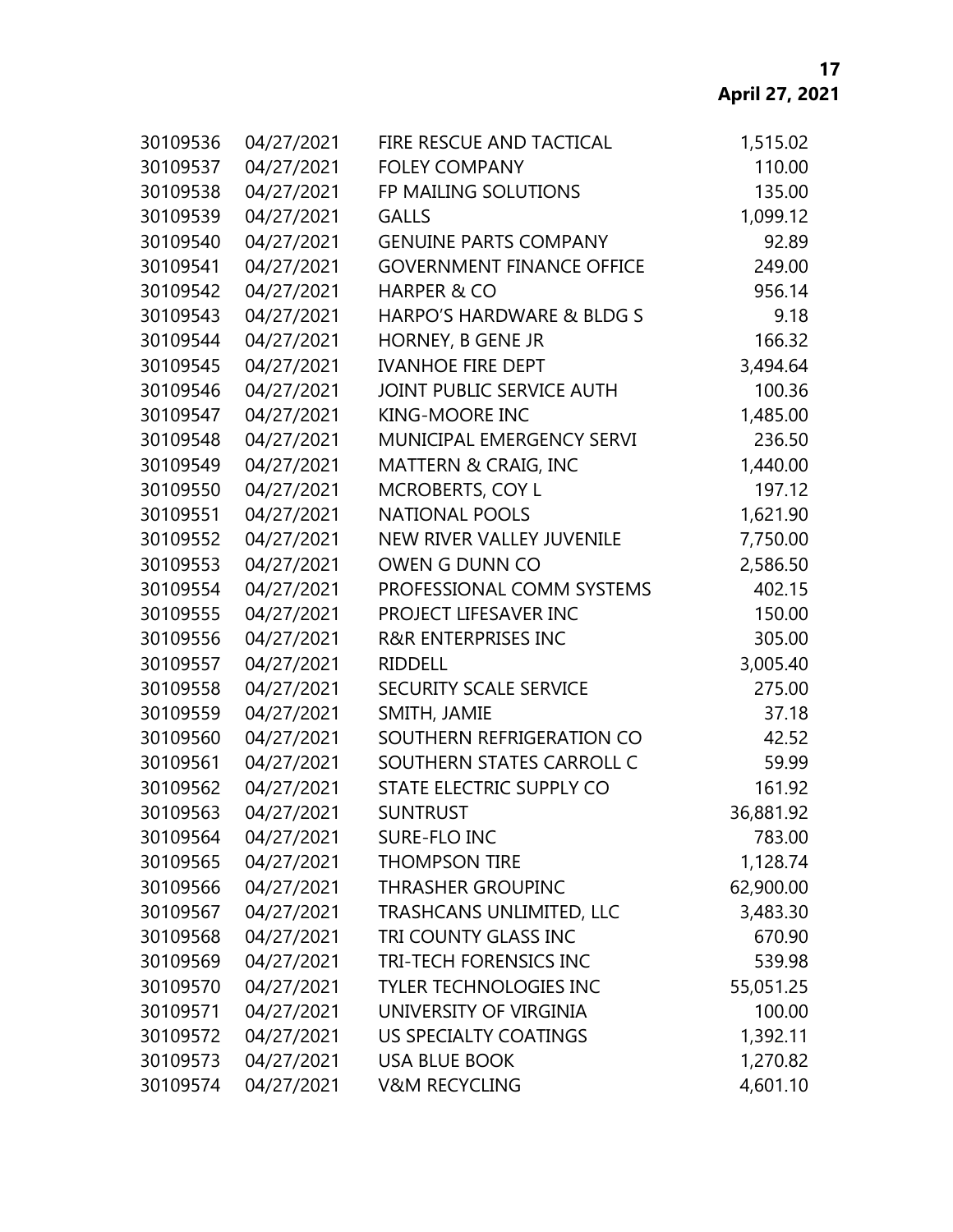| | | | |
|---|---|---|---|
| 30109536 | 04/27/2021 | FIRE RESCUE AND TACTICAL | 1,515.02 |
| 30109537 | 04/27/2021 | FOLEY COMPANY | 110.00 |
| 30109538 | 04/27/2021 | FP MAILING SOLUTIONS | 135.00 |
| 30109539 | 04/27/2021 | GALLS | 1,099.12 |
| 30109540 | 04/27/2021 | GENUINE PARTS COMPANY | 92.89 |
| 30109541 | 04/27/2021 | GOVERNMENT FINANCE OFFICE | 249.00 |
| 30109542 | 04/27/2021 | HARPER & CO | 956.14 |
| 30109543 | 04/27/2021 | HARPO'S HARDWARE & BLDG S | 9.18 |
| 30109544 | 04/27/2021 | HORNEY, B GENE JR | 166.32 |
| 30109545 | 04/27/2021 | IVANHOE FIRE DEPT | 3,494.64 |
| 30109546 | 04/27/2021 | JOINT PUBLIC SERVICE AUTH | 100.36 |
| 30109547 | 04/27/2021 | KING-MOORE INC | 1,485.00 |
| 30109548 | 04/27/2021 | MUNICIPAL EMERGENCY SERVI | 236.50 |
| 30109549 | 04/27/2021 | MATTERN & CRAIG, INC | 1,440.00 |
| 30109550 | 04/27/2021 | MCROBERTS, COY L | 197.12 |
| 30109551 | 04/27/2021 | NATIONAL POOLS | 1,621.90 |
| 30109552 | 04/27/2021 | NEW RIVER VALLEY JUVENILE | 7,750.00 |
| 30109553 | 04/27/2021 | OWEN G DUNN CO | 2,586.50 |
| 30109554 | 04/27/2021 | PROFESSIONAL COMM SYSTEMS | 402.15 |
| 30109555 | 04/27/2021 | PROJECT LIFESAVER INC | 150.00 |
| 30109556 | 04/27/2021 | R&R ENTERPRISES INC | 305.00 |
| 30109557 | 04/27/2021 | RIDDELL | 3,005.40 |
| 30109558 | 04/27/2021 | SECURITY SCALE SERVICE | 275.00 |
| 30109559 | 04/27/2021 | SMITH, JAMIE | 37.18 |
| 30109560 | 04/27/2021 | SOUTHERN REFRIGERATION CO | 42.52 |
| 30109561 | 04/27/2021 | SOUTHERN STATES CARROLL C | 59.99 |
| 30109562 | 04/27/2021 | STATE ELECTRIC SUPPLY CO | 161.92 |
| 30109563 | 04/27/2021 | SUNTRUST | 36,881.92 |
| 30109564 | 04/27/2021 | SURE-FLO INC | 783.00 |
| 30109565 | 04/27/2021 | THOMPSON TIRE | 1,128.74 |
| 30109566 | 04/27/2021 | THRASHER GROUPINC | 62,900.00 |
| 30109567 | 04/27/2021 | TRASHCANS UNLIMITED, LLC | 3,483.30 |
| 30109568 | 04/27/2021 | TRI COUNTY GLASS INC | 670.90 |
| 30109569 | 04/27/2021 | TRI-TECH FORENSICS INC | 539.98 |
| 30109570 | 04/27/2021 | TYLER TECHNOLOGIES INC | 55,051.25 |
| 30109571 | 04/27/2021 | UNIVERSITY OF VIRGINIA | 100.00 |
| 30109572 | 04/27/2021 | US SPECIALTY COATINGS | 1,392.11 |
| 30109573 | 04/27/2021 | USA BLUE BOOK | 1,270.82 |
| 30109574 | 04/27/2021 | V&M RECYCLING | 4,601.10 |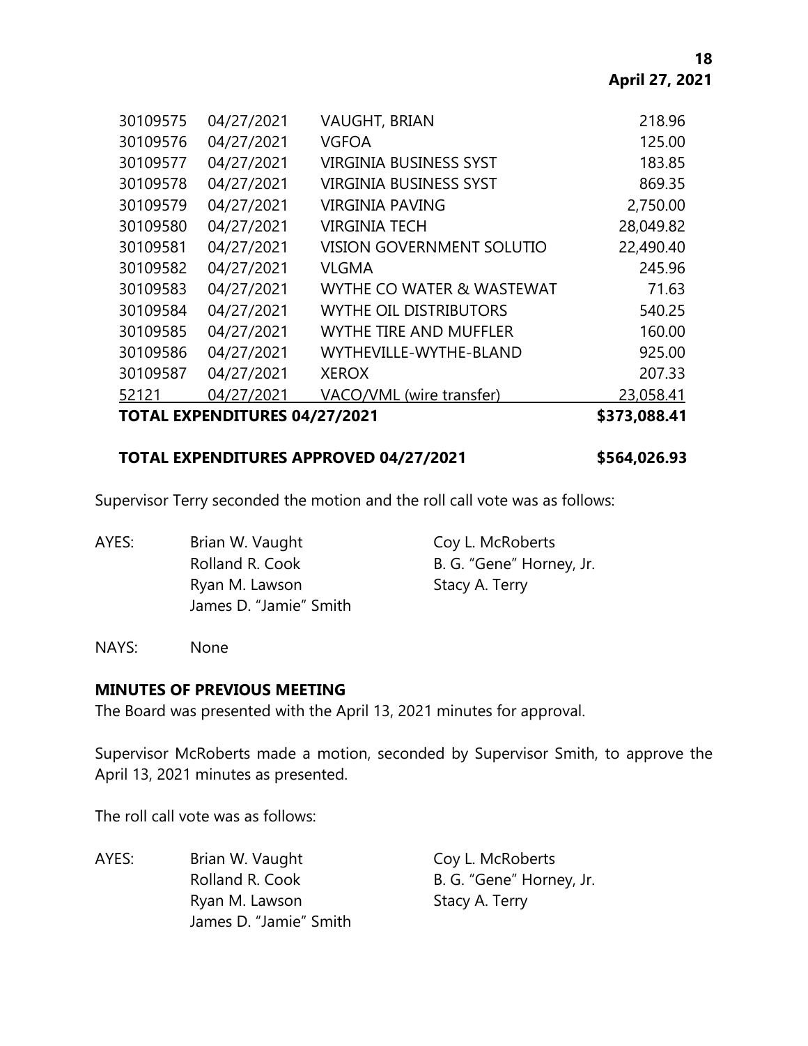| | | | |
|---|---|---|---|
| 30109575 | 04/27/2021 | VAUGHT, BRIAN | 218.96 |
| 30109576 | 04/27/2021 | VGFOA | 125.00 |
| 30109577 | 04/27/2021 | VIRGINIA BUSINESS SYST | 183.85 |
| 30109578 | 04/27/2021 | VIRGINIA BUSINESS SYST | 869.35 |
| 30109579 | 04/27/2021 | VIRGINIA PAVING | 2,750.00 |
| 30109580 | 04/27/2021 | VIRGINIA TECH | 28,049.82 |
| 30109581 | 04/27/2021 | VISION GOVERNMENT SOLUTIO | 22,490.40 |
| 30109582 | 04/27/2021 | VLGMA | 245.96 |
| 30109583 | 04/27/2021 | WYTHE CO WATER & WASTEWAT | 71.63 |
| 30109584 | 04/27/2021 | WYTHE OIL DISTRIBUTORS | 540.25 |
| 30109585 | 04/27/2021 | WYTHE TIRE AND MUFFLER | 160.00 |
| 30109586 | 04/27/2021 | WYTHEVILLE-WYTHE-BLAND | 925.00 |
| 30109587 | 04/27/2021 | XEROX | 207.33 |
| 52121 | 04/27/2021 | VACO/VML (wire transfer) | 23,058.41 |
| **TOTAL EXPENDITURES 04/27/2021** | | | **$373,088.41** |

**TOTAL EXPENDITURES APPROVED 04/27/2021 $564,026.93**

Supervisor Terry seconded the motion and the roll call vote was as follows:

AYES: Brian W. Vaught, Coy L. McRoberts, Rolland R. Cook, B. G. "Gene" Horney, Jr., Ryan M. Lawson, Stacy A. Terry, James D. "Jamie" Smith

NAYS: None

**MINUTES OF PREVIOUS MEETING**

The Board was presented with the April 13, 2021 minutes for approval.

Supervisor McRoberts made a motion, seconded by Supervisor Smith, to approve the April 13, 2021 minutes as presented.

The roll call vote was as follows:

AYES: Brian W. Vaught, Coy L. McRoberts, Rolland R. Cook, B. G. "Gene" Horney, Jr., Ryan M. Lawson, Stacy A. Terry, James D. "Jamie" Smith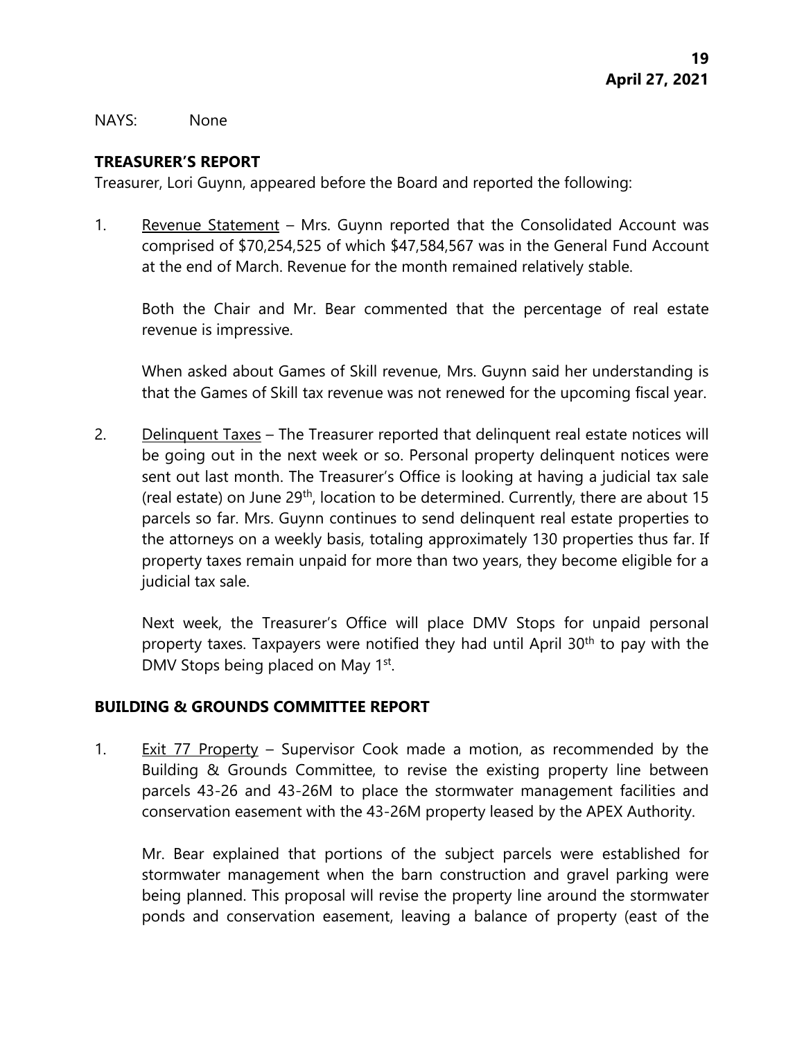NAYS: None

## TREASURER'S REPORT

Treasurer, Lori Guynn, appeared before the Board and reported the following:

1. Revenue Statement – Mrs. Guynn reported that the Consolidated Account was comprised of $70,254,525 of which $47,584,567 was in the General Fund Account at the end of March. Revenue for the month remained relatively stable.

   Both the Chair and Mr. Bear commented that the percentage of real estate revenue is impressive.

   When asked about Games of Skill revenue, Mrs. Guynn said her understanding is that the Games of Skill tax revenue was not renewed for the upcoming fiscal year.

2. Delinquent Taxes – The Treasurer reported that delinquent real estate notices will be going out in the next week or so. Personal property delinquent notices were sent out last month. The Treasurer's Office is looking at having a judicial tax sale (real estate) on June 29th, location to be determined. Currently, there are about 15 parcels so far. Mrs. Guynn continues to send delinquent real estate properties to the attorneys on a weekly basis, totaling approximately 130 properties thus far. If property taxes remain unpaid for more than two years, they become eligible for a judicial tax sale.

   Next week, the Treasurer's Office will place DMV Stops for unpaid personal property taxes. Taxpayers were notified they had until April 30th to pay with the DMV Stops being placed on May 1st.

## BUILDING & GROUNDS COMMITTEE REPORT

1. Exit 77 Property – Supervisor Cook made a motion, as recommended by the Building & Grounds Committee, to revise the existing property line between parcels 43-26 and 43-26M to place the stormwater management facilities and conservation easement with the 43-26M property leased by the APEX Authority.

   Mr. Bear explained that portions of the subject parcels were established for stormwater management when the barn construction and gravel parking were being planned. This proposal will revise the property line around the stormwater ponds and conservation easement, leaving a balance of property (east of the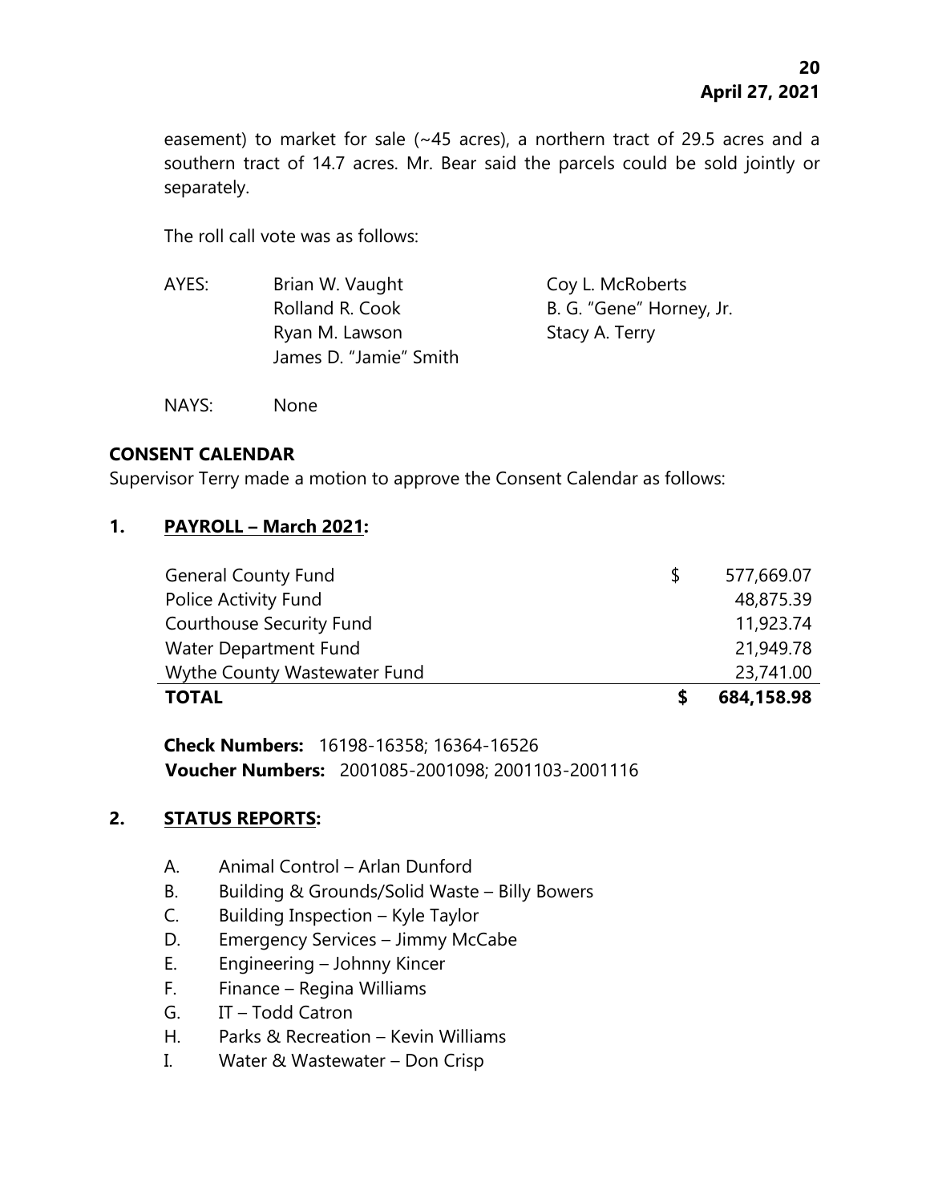easement) to market for sale (~45 acres), a northern tract of 29.5 acres and a southern tract of 14.7 acres. Mr. Bear said the parcels could be sold jointly or separately.

The roll call vote was as follows:

| | | |
|---|---|---|
| AYES: | Brian W. Vaught | Coy L. McRoberts |
| | Rolland R. Cook | B. G. "Gene" Horney, Jr. |
| | Ryan M. Lawson | Stacy A. Terry |
| | James D. "Jamie" Smith | |

NAYS: None

**CONSENT CALENDAR**

Supervisor Terry made a motion to approve the Consent Calendar as follows:

**1. PAYROLL – March 2021:**

| | | |
|---|---|---|
| General County Fund | $ | 577,669.07 |
| Police Activity Fund | | 48,875.39 |
| Courthouse Security Fund | | 11,923.74 |
| Water Department Fund | | 21,949.78 |
| Wythe County Wastewater Fund | | 23,741.00 |
| **TOTAL** | **$** | **684,158.98** |

**Check Numbers:** 16198-16358; 16364-16526
**Voucher Numbers:** 2001085-2001098; 2001103-2001116

**2. STATUS REPORTS:**

A. Animal Control – Arlan Dunford
B. Building & Grounds/Solid Waste – Billy Bowers
C. Building Inspection – Kyle Taylor
D. Emergency Services – Jimmy McCabe
E. Engineering – Johnny Kincer
F. Finance – Regina Williams
G. IT – Todd Catron
H. Parks & Recreation – Kevin Williams
I. Water & Wastewater – Don Crisp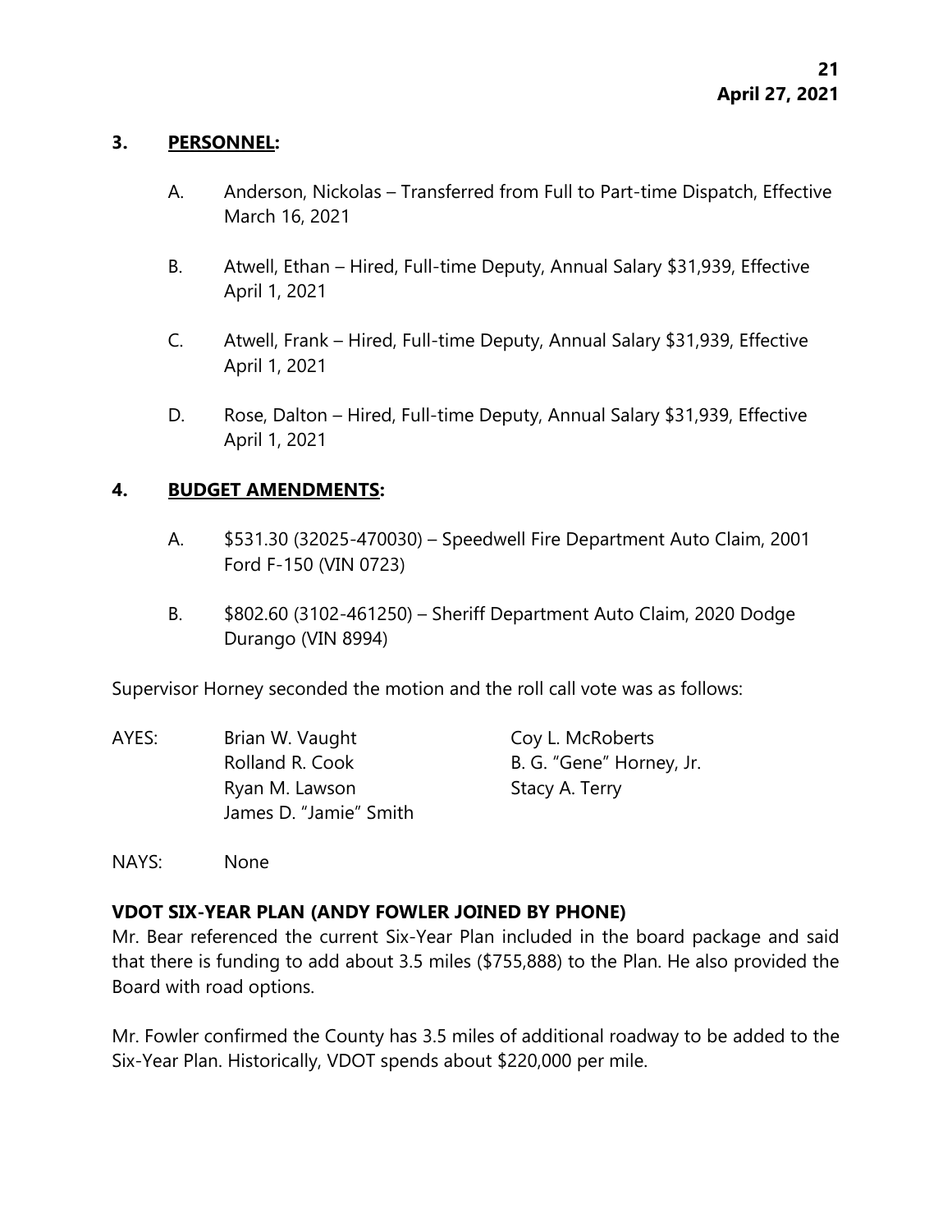## 3. PERSONNEL:

A. Anderson, Nickolas – Transferred from Full to Part-time Dispatch, Effective March 16, 2021

B. Atwell, Ethan – Hired, Full-time Deputy, Annual Salary $31,939, Effective April 1, 2021

C. Atwell, Frank – Hired, Full-time Deputy, Annual Salary $31,939, Effective April 1, 2021

D. Rose, Dalton – Hired, Full-time Deputy, Annual Salary $31,939, Effective April 1, 2021

## 4. BUDGET AMENDMENTS:

A. $531.30 (32025-470030) – Speedwell Fire Department Auto Claim, 2001 Ford F-150 (VIN 0723)

B. $802.60 (3102-461250) – Sheriff Department Auto Claim, 2020 Dodge Durango (VIN 8994)

Supervisor Horney seconded the motion and the roll call vote was as follows:

AYES: Brian W. Vaught, Rolland R. Cook, Ryan M. Lawson, James D. "Jamie" Smith, Coy L. McRoberts, B. G. "Gene" Horney, Jr., Stacy A. Terry

NAYS: None

**VDOT SIX-YEAR PLAN (ANDY FOWLER JOINED BY PHONE)**

Mr. Bear referenced the current Six-Year Plan included in the board package and said that there is funding to add about 3.5 miles ($755,888) to the Plan. He also provided the Board with road options.

Mr. Fowler confirmed the County has 3.5 miles of additional roadway to be added to the Six-Year Plan. Historically, VDOT spends about $220,000 per mile.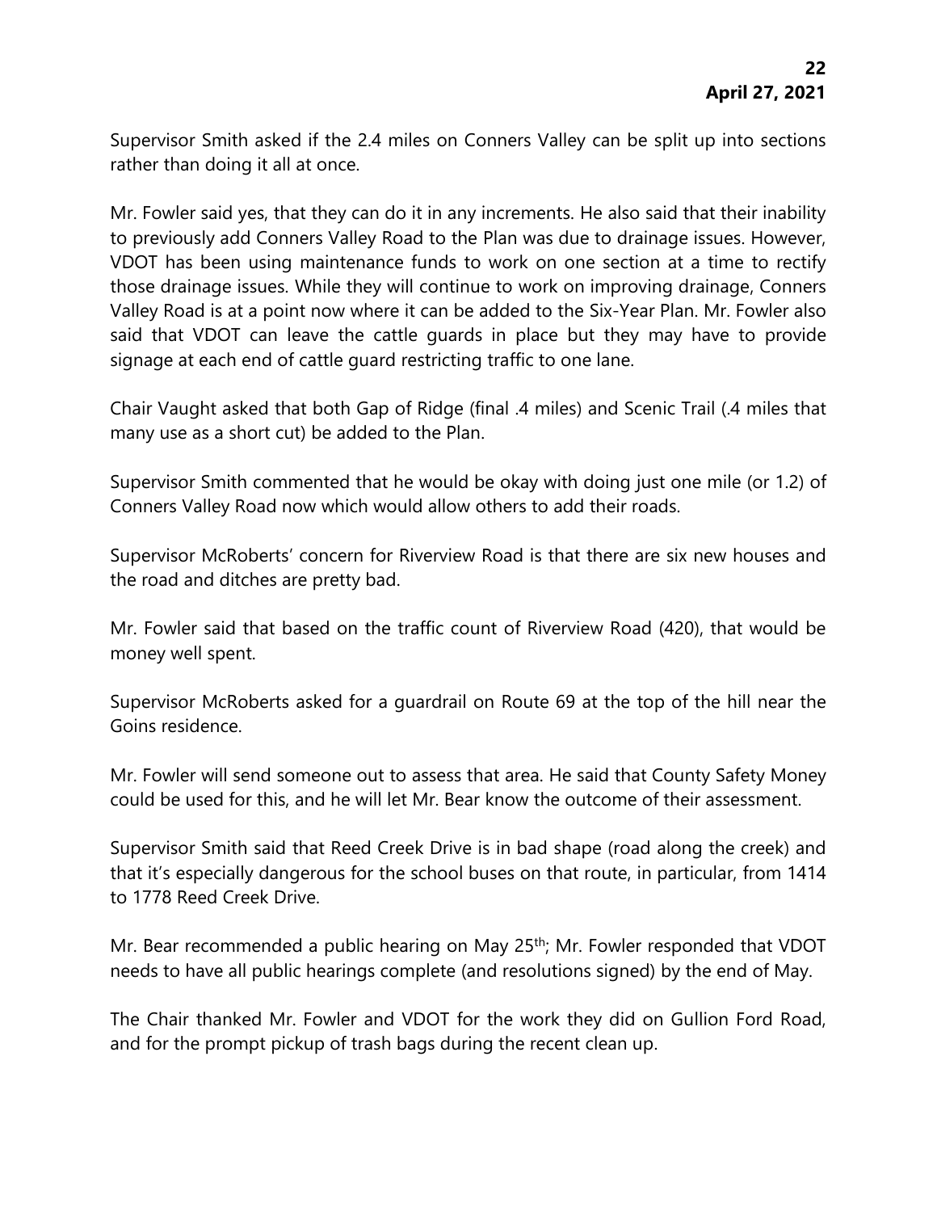Supervisor Smith asked if the 2.4 miles on Conners Valley can be split up into sections rather than doing it all at once.

Mr. Fowler said yes, that they can do it in any increments. He also said that their inability to previously add Conners Valley Road to the Plan was due to drainage issues. However, VDOT has been using maintenance funds to work on one section at a time to rectify those drainage issues. While they will continue to work on improving drainage, Conners Valley Road is at a point now where it can be added to the Six-Year Plan. Mr. Fowler also said that VDOT can leave the cattle guards in place but they may have to provide signage at each end of cattle guard restricting traffic to one lane.

Chair Vaught asked that both Gap of Ridge (final .4 miles) and Scenic Trail (.4 miles that many use as a short cut) be added to the Plan.

Supervisor Smith commented that he would be okay with doing just one mile (or 1.2) of Conners Valley Road now which would allow others to add their roads.

Supervisor McRoberts' concern for Riverview Road is that there are six new houses and the road and ditches are pretty bad.

Mr. Fowler said that based on the traffic count of Riverview Road (420), that would be money well spent.

Supervisor McRoberts asked for a guardrail on Route 69 at the top of the hill near the Goins residence.

Mr. Fowler will send someone out to assess that area. He said that County Safety Money could be used for this, and he will let Mr. Bear know the outcome of their assessment.

Supervisor Smith said that Reed Creek Drive is in bad shape (road along the creek) and that it's especially dangerous for the school buses on that route, in particular, from 1414 to 1778 Reed Creek Drive.

Mr. Bear recommended a public hearing on May 25th; Mr. Fowler responded that VDOT needs to have all public hearings complete (and resolutions signed) by the end of May.

The Chair thanked Mr. Fowler and VDOT for the work they did on Gullion Ford Road, and for the prompt pickup of trash bags during the recent clean up.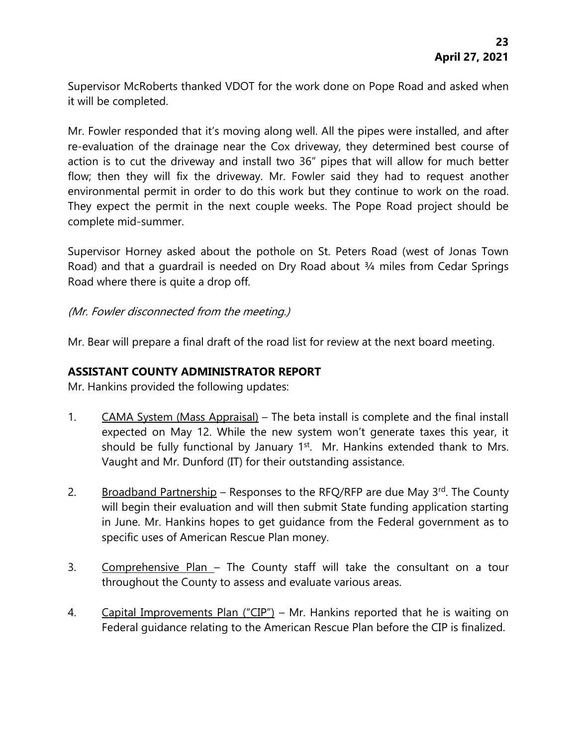Supervisor McRoberts thanked VDOT for the work done on Pope Road and asked when it will be completed.

Mr. Fowler responded that it's moving along well. All the pipes were installed, and after re-evaluation of the drainage near the Cox driveway, they determined best course of action is to cut the driveway and install two 36" pipes that will allow for much better flow; then they will fix the driveway. Mr. Fowler said they had to request another environmental permit in order to do this work but they continue to work on the road. They expect the permit in the next couple weeks. The Pope Road project should be complete mid-summer.

Supervisor Horney asked about the pothole on St. Peters Road (west of Jonas Town Road) and that a guardrail is needed on Dry Road about ¾ miles from Cedar Springs Road where there is quite a drop off.

*(Mr. Fowler disconnected from the meeting.)*

Mr. Bear will prepare a final draft of the road list for review at the next board meeting.

**ASSISTANT COUNTY ADMINISTRATOR REPORT**

Mr. Hankins provided the following updates:

1. CAMA System (Mass Appraisal) – The beta install is complete and the final install expected on May 12. While the new system won't generate taxes this year, it should be fully functional by January 1st. Mr. Hankins extended thank to Mrs. Vaught and Mr. Dunford (IT) for their outstanding assistance.

2. Broadband Partnership – Responses to the RFQ/RFP are due May 3rd. The County will begin their evaluation and will then submit State funding application starting in June. Mr. Hankins hopes to get guidance from the Federal government as to specific uses of American Rescue Plan money.

3. Comprehensive Plan – The County staff will take the consultant on a tour throughout the County to assess and evaluate various areas.

4. Capital Improvements Plan ("CIP") – Mr. Hankins reported that he is waiting on Federal guidance relating to the American Rescue Plan before the CIP is finalized.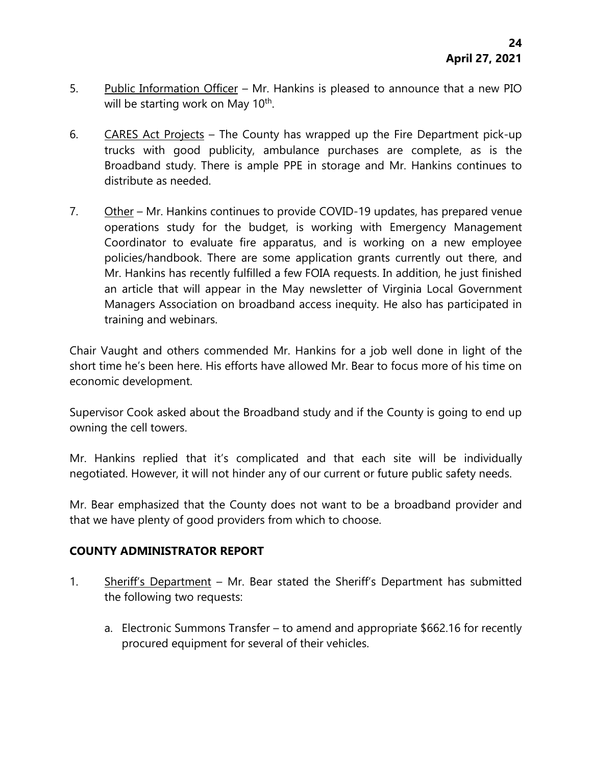5. <u>Public Information Officer</u> – Mr. Hankins is pleased to announce that a new PIO will be starting work on May 10th.

6. <u>CARES Act Projects</u> – The County has wrapped up the Fire Department pick-up trucks with good publicity, ambulance purchases are complete, as is the Broadband study. There is ample PPE in storage and Mr. Hankins continues to distribute as needed.

7. <u>Other</u> – Mr. Hankins continues to provide COVID-19 updates, has prepared venue operations study for the budget, is working with Emergency Management Coordinator to evaluate fire apparatus, and is working on a new employee policies/handbook. There are some application grants currently out there, and Mr. Hankins has recently fulfilled a few FOIA requests. In addition, he just finished an article that will appear in the May newsletter of Virginia Local Government Managers Association on broadband access inequity. He also has participated in training and webinars.

Chair Vaught and others commended Mr. Hankins for a job well done in light of the short time he's been here. His efforts have allowed Mr. Bear to focus more of his time on economic development.

Supervisor Cook asked about the Broadband study and if the County is going to end up owning the cell towers.

Mr. Hankins replied that it's complicated and that each site will be individually negotiated. However, it will not hinder any of our current or future public safety needs.

Mr. Bear emphasized that the County does not want to be a broadband provider and that we have plenty of good providers from which to choose.

## COUNTY ADMINISTRATOR REPORT

1. <u>Sheriff's Department</u> – Mr. Bear stated the Sheriff's Department has submitted the following two requests:

   a. Electronic Summons Transfer – to amend and appropriate $662.16 for recently procured equipment for several of their vehicles.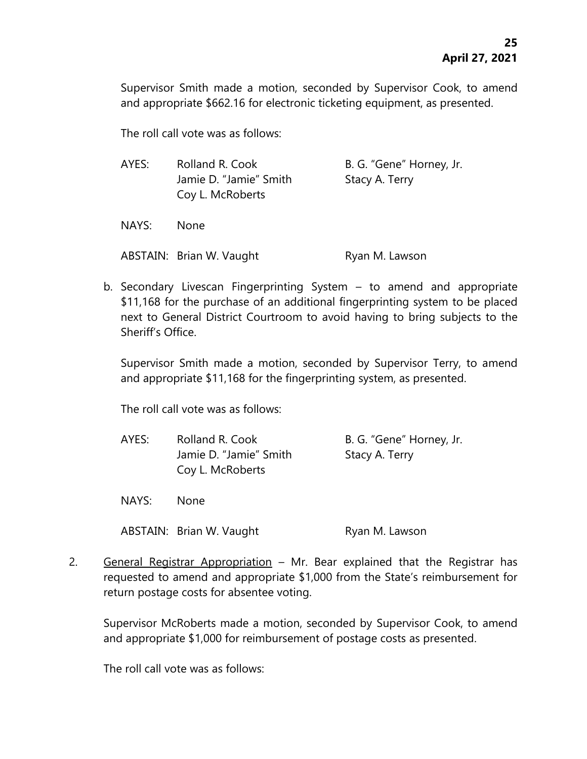Supervisor Smith made a motion, seconded by Supervisor Cook, to amend and appropriate $662.16 for electronic ticketing equipment, as presented.

The roll call vote was as follows:

AYES: Rolland R. Cook, B. G. "Gene" Horney, Jr., Jamie D. "Jamie" Smith, Stacy A. Terry, Coy L. McRoberts

NAYS: None

ABSTAIN: Brian W. Vaught, Ryan M. Lawson

b. Secondary Livescan Fingerprinting System – to amend and appropriate $11,168 for the purchase of an additional fingerprinting system to be placed next to General District Courtroom to avoid having to bring subjects to the Sheriff's Office.

   Supervisor Smith made a motion, seconded by Supervisor Terry, to amend and appropriate $11,168 for the fingerprinting system, as presented.

   The roll call vote was as follows:

   AYES: Rolland R. Cook, B. G. "Gene" Horney, Jr., Jamie D. "Jamie" Smith, Stacy A. Terry, Coy L. McRoberts

   NAYS: None

   ABSTAIN: Brian W. Vaught, Ryan M. Lawson

2. General Registrar Appropriation – Mr. Bear explained that the Registrar has requested to amend and appropriate $1,000 from the State's reimbursement for return postage costs for absentee voting.

   Supervisor McRoberts made a motion, seconded by Supervisor Cook, to amend and appropriate $1,000 for reimbursement of postage costs as presented.

   The roll call vote was as follows: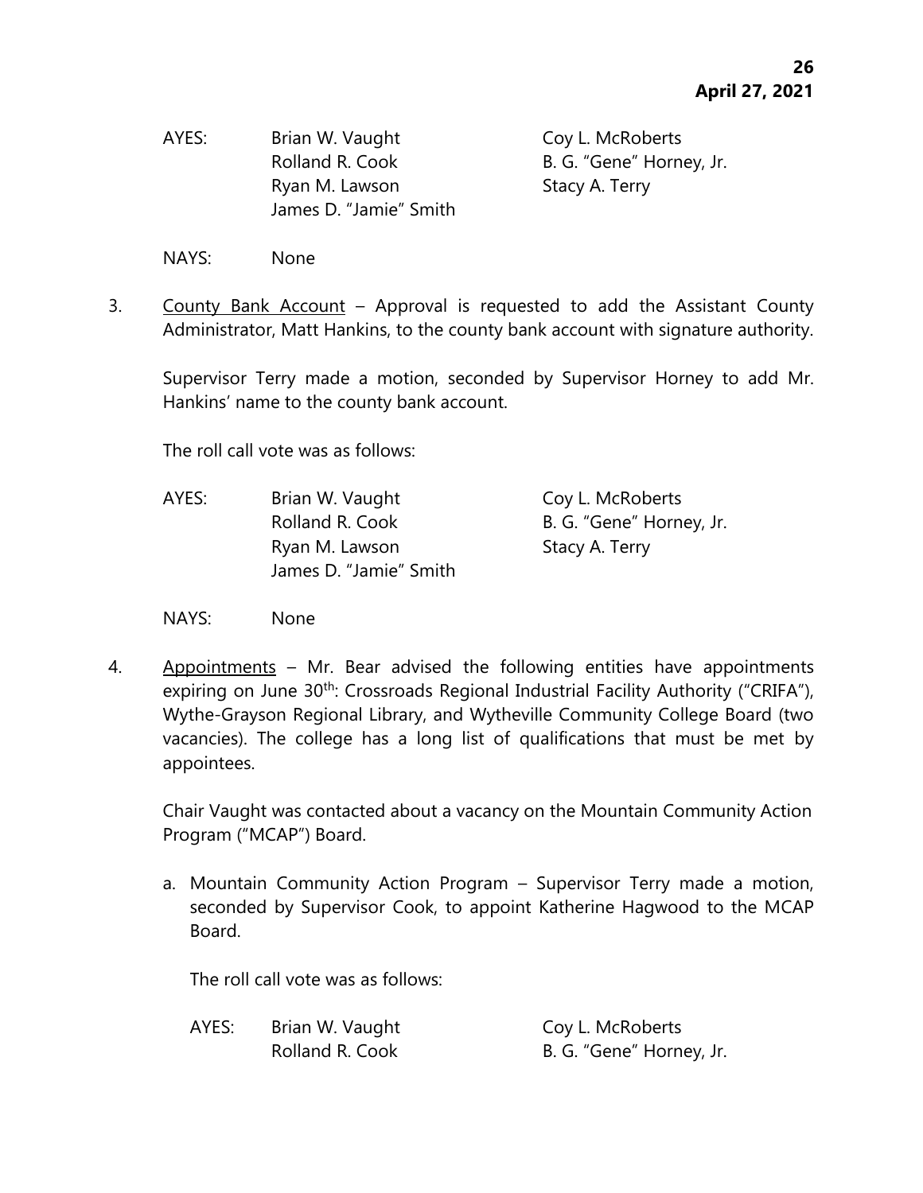AYES: Brian W. Vaught Coy L. McRoberts
Rolland R. Cook B. G. "Gene" Horney, Jr.
Ryan M. Lawson Stacy A. Terry
James D. "Jamie" Smith

NAYS: None

3. <u>County Bank Account</u> – Approval is requested to add the Assistant County Administrator, Matt Hankins, to the county bank account with signature authority.

   Supervisor Terry made a motion, seconded by Supervisor Horney to add Mr. Hankins' name to the county bank account.

   The roll call vote was as follows:

   AYES: Brian W. Vaught Coy L. McRoberts
   Rolland R. Cook B. G. "Gene" Horney, Jr.
   Ryan M. Lawson Stacy A. Terry
   James D. "Jamie" Smith

   NAYS: None

4. <u>Appointments</u> – Mr. Bear advised the following entities have appointments expiring on June 30th: Crossroads Regional Industrial Facility Authority ("CRIFA"), Wythe-Grayson Regional Library, and Wytheville Community College Board (two vacancies). The college has a long list of qualifications that must be met by appointees.

   Chair Vaught was contacted about a vacancy on the Mountain Community Action Program ("MCAP") Board.

   a. Mountain Community Action Program – Supervisor Terry made a motion, seconded by Supervisor Cook, to appoint Katherine Hagwood to the MCAP Board.

      The roll call vote was as follows:

      AYES: Brian W. Vaught Coy L. McRoberts
      Rolland R. Cook B. G. "Gene" Horney, Jr.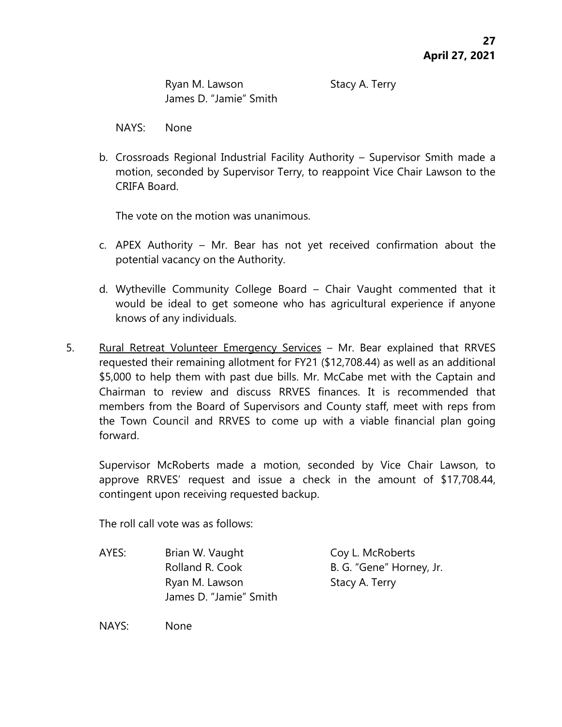Ryan M. Lawson    Stacy A. Terry
James D. "Jamie" Smith

NAYS: None

b. Crossroads Regional Industrial Facility Authority – Supervisor Smith made a motion, seconded by Supervisor Terry, to reappoint Vice Chair Lawson to the CRIFA Board.

   The vote on the motion was unanimous.

c. APEX Authority – Mr. Bear has not yet received confirmation about the potential vacancy on the Authority.

d. Wytheville Community College Board – Chair Vaught commented that it would be ideal to get someone who has agricultural experience if anyone knows of any individuals.

5. <u>Rural Retreat Volunteer Emergency Services</u> – Mr. Bear explained that RRVES requested their remaining allotment for FY21 ($12,708.44) as well as an additional $5,000 to help them with past due bills. Mr. McCabe met with the Captain and Chairman to review and discuss RRVES finances. It is recommended that members from the Board of Supervisors and County staff, meet with reps from the Town Council and RRVES to come up with a viable financial plan going forward.

   Supervisor McRoberts made a motion, seconded by Vice Chair Lawson, to approve RRVES' request and issue a check in the amount of $17,708.44, contingent upon receiving requested backup.

   The roll call vote was as follows:

   AYES: Brian W. Vaught    Coy L. McRoberts
   Rolland R. Cook    B. G. "Gene" Horney, Jr.
   Ryan M. Lawson    Stacy A. Terry
   James D. "Jamie" Smith

   NAYS: None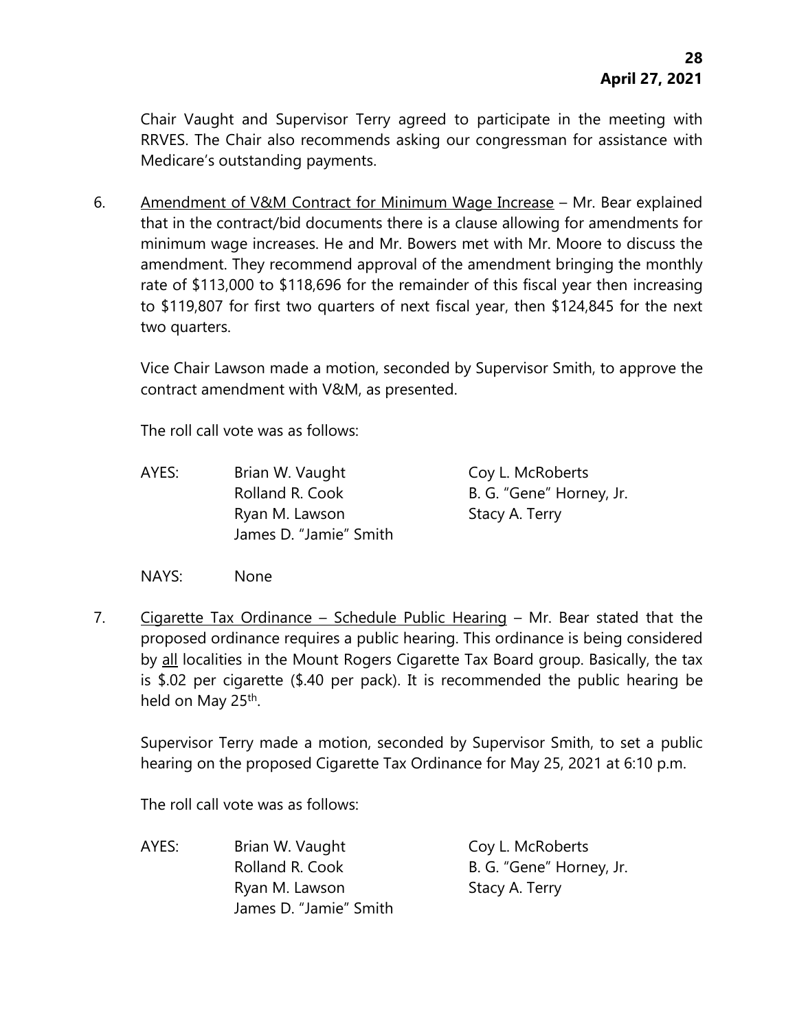Chair Vaught and Supervisor Terry agreed to participate in the meeting with RRVES. The Chair also recommends asking our congressman for assistance with Medicare's outstanding payments.

6. Amendment of V&M Contract for Minimum Wage Increase – Mr. Bear explained that in the contract/bid documents there is a clause allowing for amendments for minimum wage increases. He and Mr. Bowers met with Mr. Moore to discuss the amendment. They recommend approval of the amendment bringing the monthly rate of $113,000 to $118,696 for the remainder of this fiscal year then increasing to $119,807 for first two quarters of next fiscal year, then $124,845 for the next two quarters.

   Vice Chair Lawson made a motion, seconded by Supervisor Smith, to approve the contract amendment with V&M, as presented.

   The roll call vote was as follows:

   | AYES: | Brian W. Vaught | Coy L. McRoberts |
   |---|---|---|
   | | Rolland R. Cook | B. G. "Gene" Horney, Jr. |
   | | Ryan M. Lawson | Stacy A. Terry |
   | | James D. "Jamie" Smith | |

   NAYS: None

7. Cigarette Tax Ordinance – Schedule Public Hearing – Mr. Bear stated that the proposed ordinance requires a public hearing. This ordinance is being considered by all localities in the Mount Rogers Cigarette Tax Board group. Basically, the tax is $.02 per cigarette ($.40 per pack). It is recommended the public hearing be held on May 25th.

   Supervisor Terry made a motion, seconded by Supervisor Smith, to set a public hearing on the proposed Cigarette Tax Ordinance for May 25, 2021 at 6:10 p.m.

   The roll call vote was as follows:

   | AYES: | Brian W. Vaught | Coy L. McRoberts |
   |---|---|---|
   | | Rolland R. Cook | B. G. "Gene" Horney, Jr. |
   | | Ryan M. Lawson | Stacy A. Terry |
   | | James D. "Jamie" Smith | |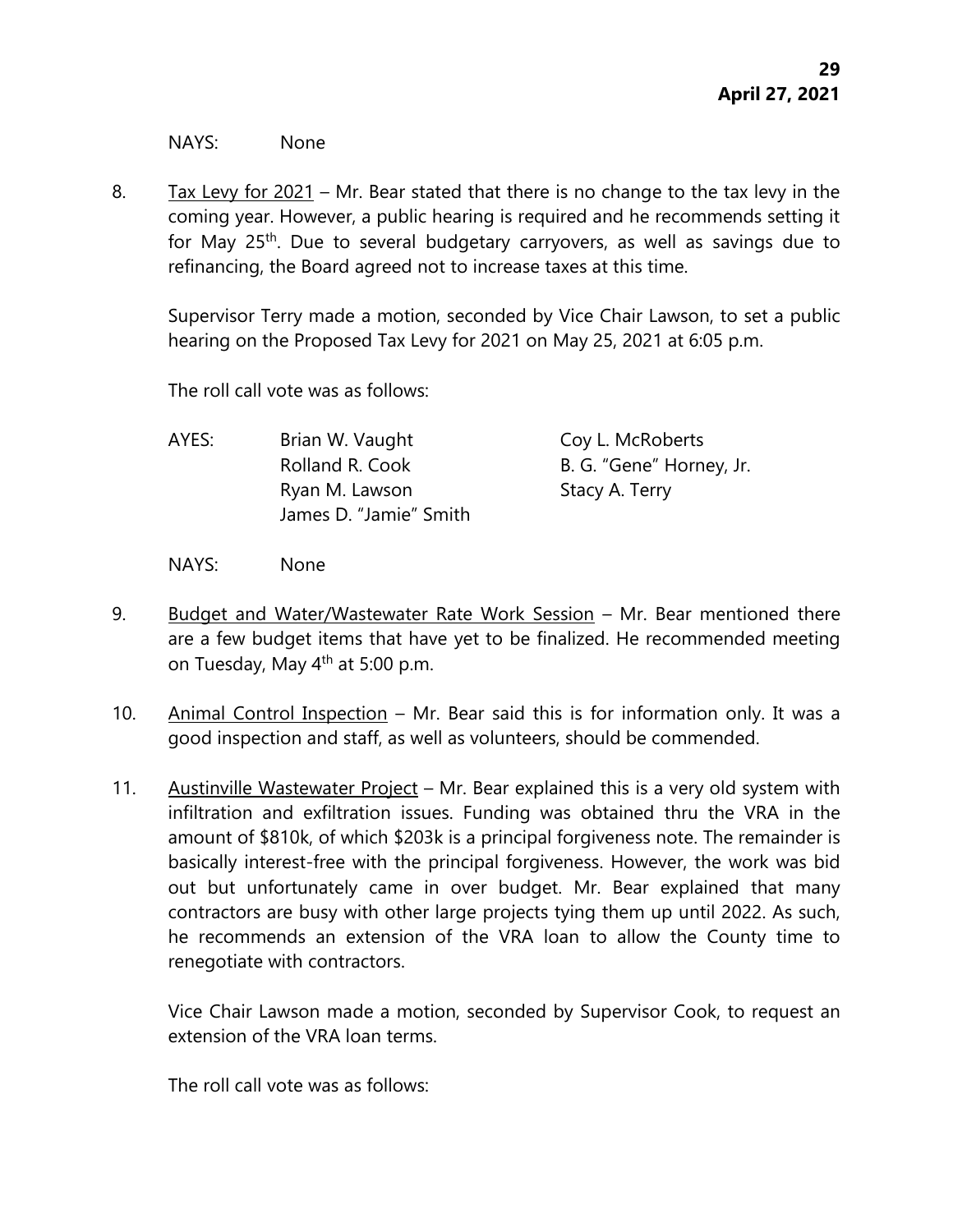NAYS: None

8. Tax Levy for 2021 – Mr. Bear stated that there is no change to the tax levy in the coming year. However, a public hearing is required and he recommends setting it for May 25th. Due to several budgetary carryovers, as well as savings due to refinancing, the Board agreed not to increase taxes at this time.

   Supervisor Terry made a motion, seconded by Vice Chair Lawson, to set a public hearing on the Proposed Tax Levy for 2021 on May 25, 2021 at 6:05 p.m.

   The roll call vote was as follows:

   AYES: Brian W. Vaught, Coy L. McRoberts, Rolland R. Cook, B. G. "Gene" Horney, Jr., Ryan M. Lawson, Stacy A. Terry, James D. "Jamie" Smith

   NAYS: None

9. Budget and Water/Wastewater Rate Work Session – Mr. Bear mentioned there are a few budget items that have yet to be finalized. He recommended meeting on Tuesday, May 4th at 5:00 p.m.

10. Animal Control Inspection – Mr. Bear said this is for information only. It was a good inspection and staff, as well as volunteers, should be commended.

11. Austinville Wastewater Project – Mr. Bear explained this is a very old system with infiltration and exfiltration issues. Funding was obtained thru the VRA in the amount of $810k, of which $203k is a principal forgiveness note. The remainder is basically interest-free with the principal forgiveness. However, the work was bid out but unfortunately came in over budget. Mr. Bear explained that many contractors are busy with other large projects tying them up until 2022. As such, he recommends an extension of the VRA loan to allow the County time to renegotiate with contractors.

    Vice Chair Lawson made a motion, seconded by Supervisor Cook, to request an extension of the VRA loan terms.

    The roll call vote was as follows: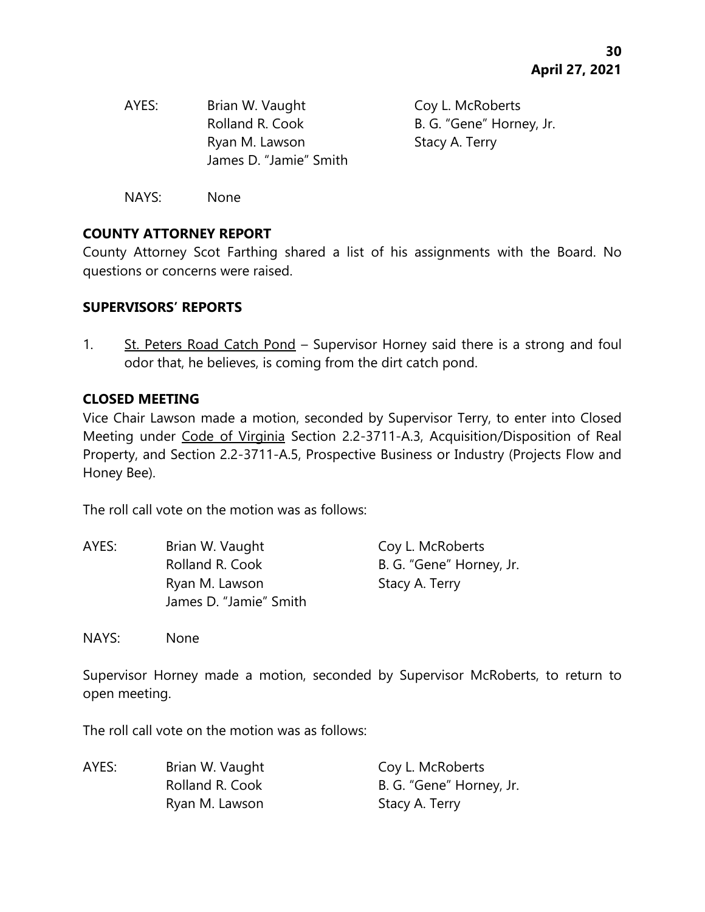AYES: Brian W. Vaught Coy L. McRoberts
Rolland R. Cook B. G. "Gene" Horney, Jr.
Ryan M. Lawson Stacy A. Terry
James D. "Jamie" Smith

NAYS: None

**COUNTY ATTORNEY REPORT**

County Attorney Scot Farthing shared a list of his assignments with the Board. No questions or concerns were raised.

**SUPERVISORS' REPORTS**

1. St. Peters Road Catch Pond – Supervisor Horney said there is a strong and foul odor that, he believes, is coming from the dirt catch pond.

**CLOSED MEETING**

Vice Chair Lawson made a motion, seconded by Supervisor Terry, to enter into Closed Meeting under Code of Virginia Section 2.2-3711-A.3, Acquisition/Disposition of Real Property, and Section 2.2-3711-A.5, Prospective Business or Industry (Projects Flow and Honey Bee).

The roll call vote on the motion was as follows:

AYES: Brian W. Vaught Coy L. McRoberts
Rolland R. Cook B. G. "Gene" Horney, Jr.
Ryan M. Lawson Stacy A. Terry
James D. "Jamie" Smith

NAYS: None

Supervisor Horney made a motion, seconded by Supervisor McRoberts, to return to open meeting.

The roll call vote on the motion was as follows:

AYES: Brian W. Vaught Coy L. McRoberts
Rolland R. Cook B. G. "Gene" Horney, Jr.
Ryan M. Lawson Stacy A. Terry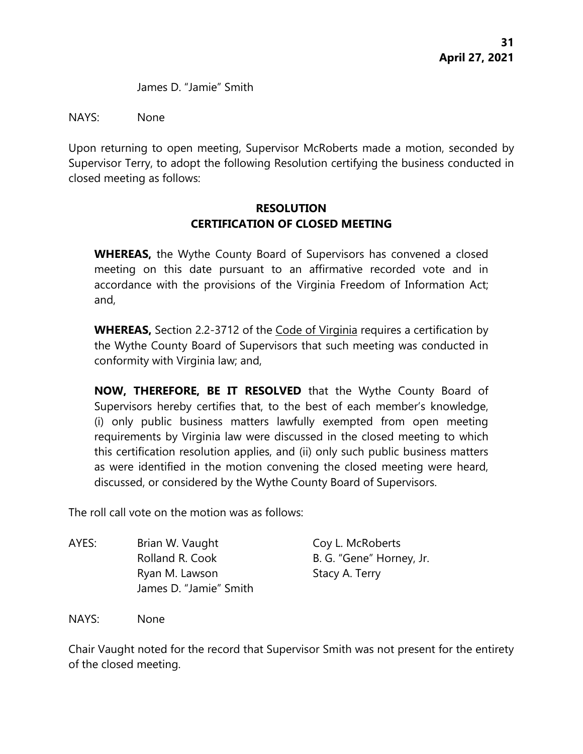James D. "Jamie" Smith

NAYS: None

Upon returning to open meeting, Supervisor McRoberts made a motion, seconded by Supervisor Terry, to adopt the following Resolution certifying the business conducted in closed meeting as follows:

**RESOLUTION**
**CERTIFICATION OF CLOSED MEETING**

**WHEREAS,** the Wythe County Board of Supervisors has convened a closed meeting on this date pursuant to an affirmative recorded vote and in accordance with the provisions of the Virginia Freedom of Information Act; and,

**WHEREAS,** Section 2.2-3712 of the Code of Virginia requires a certification by the Wythe County Board of Supervisors that such meeting was conducted in conformity with Virginia law; and,

**NOW, THEREFORE, BE IT RESOLVED** that the Wythe County Board of Supervisors hereby certifies that, to the best of each member's knowledge, (i) only public business matters lawfully exempted from open meeting requirements by Virginia law were discussed in the closed meeting to which this certification resolution applies, and (ii) only such public business matters as were identified in the motion convening the closed meeting were heard, discussed, or considered by the Wythe County Board of Supervisors.

The roll call vote on the motion was as follows:

AYES: Brian W. Vaught, Coy L. McRoberts, Rolland R. Cook, B. G. "Gene" Horney, Jr., Ryan M. Lawson, Stacy A. Terry, James D. "Jamie" Smith

NAYS: None

Chair Vaught noted for the record that Supervisor Smith was not present for the entirety of the closed meeting.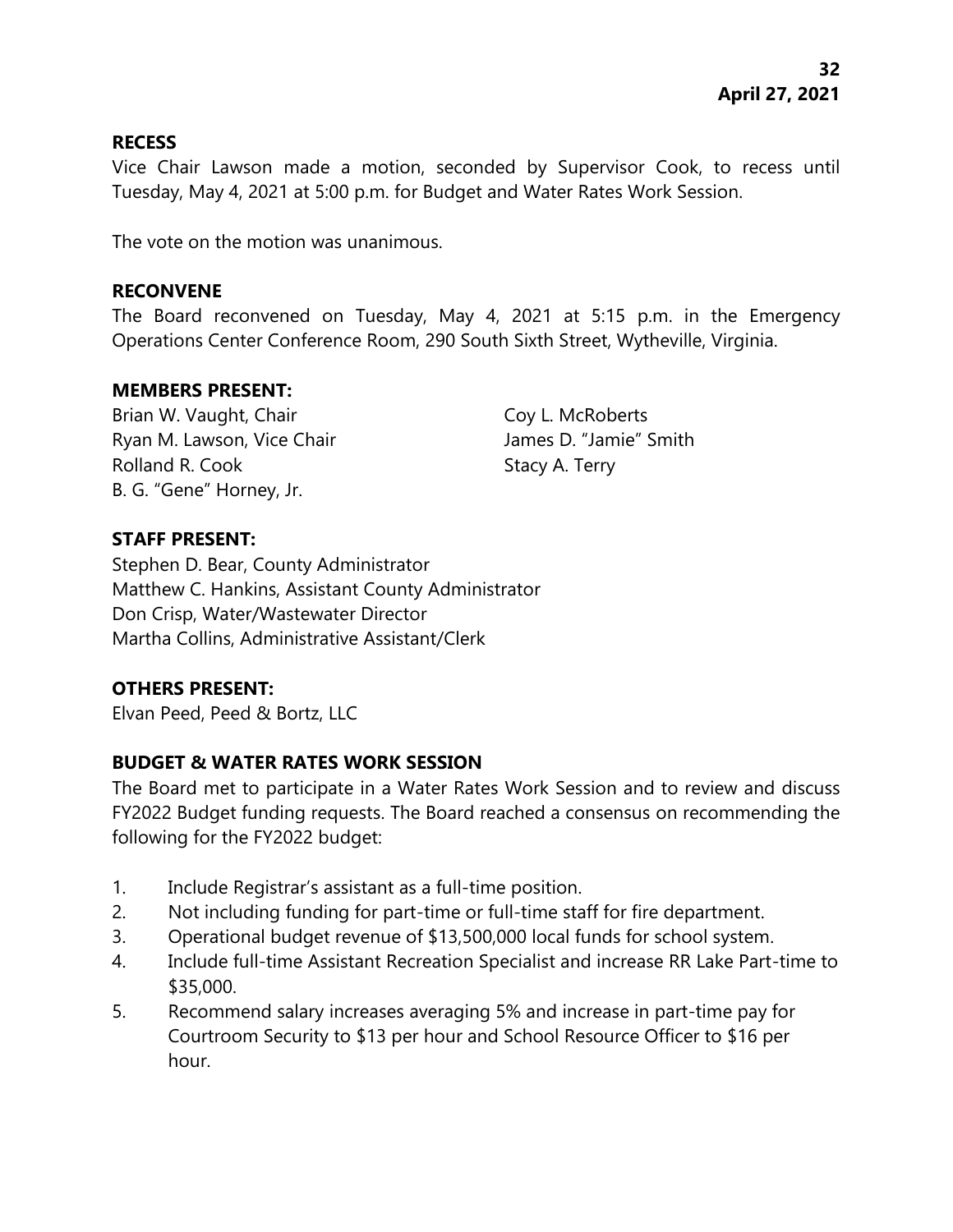## RECESS

Vice Chair Lawson made a motion, seconded by Supervisor Cook, to recess until Tuesday, May 4, 2021 at 5:00 p.m. for Budget and Water Rates Work Session.

The vote on the motion was unanimous.

## RECONVENE

The Board reconvened on Tuesday, May 4, 2021 at 5:15 p.m. in the Emergency Operations Center Conference Room, 290 South Sixth Street, Wytheville, Virginia.

## MEMBERS PRESENT:

Brian W. Vaught, Chair
Ryan M. Lawson, Vice Chair
Rolland R. Cook
B. G. "Gene" Horney, Jr.
Coy L. McRoberts
James D. "Jamie" Smith
Stacy A. Terry

## STAFF PRESENT:

Stephen D. Bear, County Administrator
Matthew C. Hankins, Assistant County Administrator
Don Crisp, Water/Wastewater Director
Martha Collins, Administrative Assistant/Clerk

## OTHERS PRESENT:

Elvan Peed, Peed & Bortz, LLC

## BUDGET & WATER RATES WORK SESSION

The Board met to participate in a Water Rates Work Session and to review and discuss FY2022 Budget funding requests. The Board reached a consensus on recommending the following for the FY2022 budget:

1. Include Registrar's assistant as a full-time position.
2. Not including funding for part-time or full-time staff for fire department.
3. Operational budget revenue of $13,500,000 local funds for school system.
4. Include full-time Assistant Recreation Specialist and increase RR Lake Part-time to $35,000.
5. Recommend salary increases averaging 5% and increase in part-time pay for Courtroom Security to $13 per hour and School Resource Officer to $16 per hour.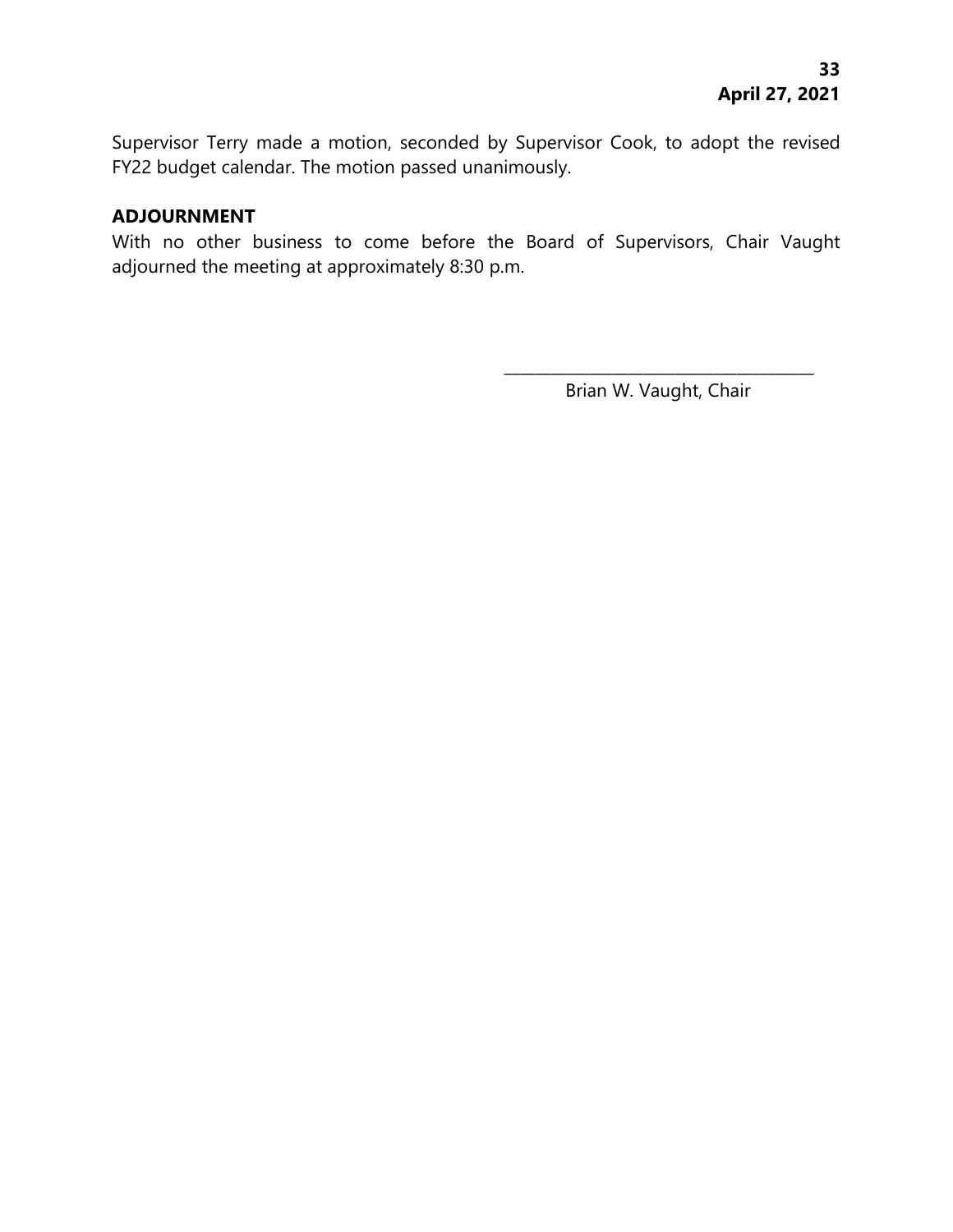Supervisor Terry made a motion, seconded by Supervisor Cook, to adopt the revised FY22 budget calendar. The motion passed unanimously.

**ADJOURNMENT**

With no other business to come before the Board of Supervisors, Chair Vaught adjourned the meeting at approximately 8:30 p.m.

\_\_\_\_\_\_\_\_\_\_\_\_\_\_\_\_\_\_\_\_\_\_\_\_\_\_\_\_\_\_\_\_\_\_\_\_\_\_

Brian W. Vaught, Chair